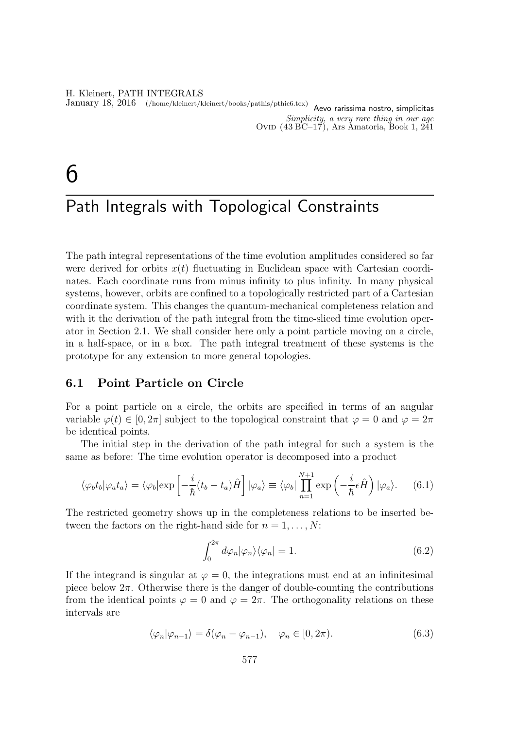*Aevo rarissima nostro, simplicitas*
*Simplicity, a very rare thing in our age*
Ovid (43 BC–17), Ars Amatoria, Book 1, 241

# 6 Path Integrals with Topological Constraints

The path integral representations of the time evolution amplitudes considered so far were derived for orbits $x(t)$ fluctuating in Euclidean space with Cartesian coordinates. Each coordinate runs from minus infinity to plus infinity. In many physical systems, however, orbits are confined to a topologically restricted part of a Cartesian coordinate system. This changes the quantum-mechanical completeness relation and with it the derivation of the path integral from the time-sliced time evolution operator in Section 2.1. We shall consider here only a point particle moving on a circle, in a half-space, or in a box. The path integral treatment of these systems is the prototype for any extension to more general topologies.

## 6.1 Point Particle on Circle

For a point particle on a circle, the orbits are specified in terms of an angular variable $\varphi(t) \in [0, 2\pi]$ subject to the topological constraint that $\varphi = 0$ and $\varphi = 2\pi$ be identical points.

The initial step in the derivation of the path integral for such a system is the same as before: The time evolution operator is decomposed into a product

$$\langle \varphi_b t_b | \varphi_a t_a \rangle = \langle \varphi_b | \exp\left[-\frac{i}{\hbar}(t_b - t_a)\hat{H}\right] | \varphi_a \rangle \equiv \langle \varphi_b | \prod_{n=1}^{N+1} \exp\left(-\frac{i}{\hbar}\epsilon \hat{H}\right) | \varphi_a \rangle. \quad (6.1)$$

The restricted geometry shows up in the completeness relations to be inserted between the factors on the right-hand side for $n = 1, \ldots, N$:

$$\int_0^{2\pi} d\varphi_n | \varphi_n \rangle \langle \varphi_n | = 1. \quad (6.2)$$

If the integrand is singular at $\varphi = 0$, the integrations must end at an infinitesimal piece below $2\pi$. Otherwise there is the danger of double-counting the contributions from the identical points $\varphi = 0$ and $\varphi = 2\pi$. The orthogonality relations on these intervals are

$$\langle \varphi_n | \varphi_{n-1} \rangle = \delta(\varphi_n - \varphi_{n-1}), \quad \varphi_n \in [0, 2\pi). \quad (6.3)$$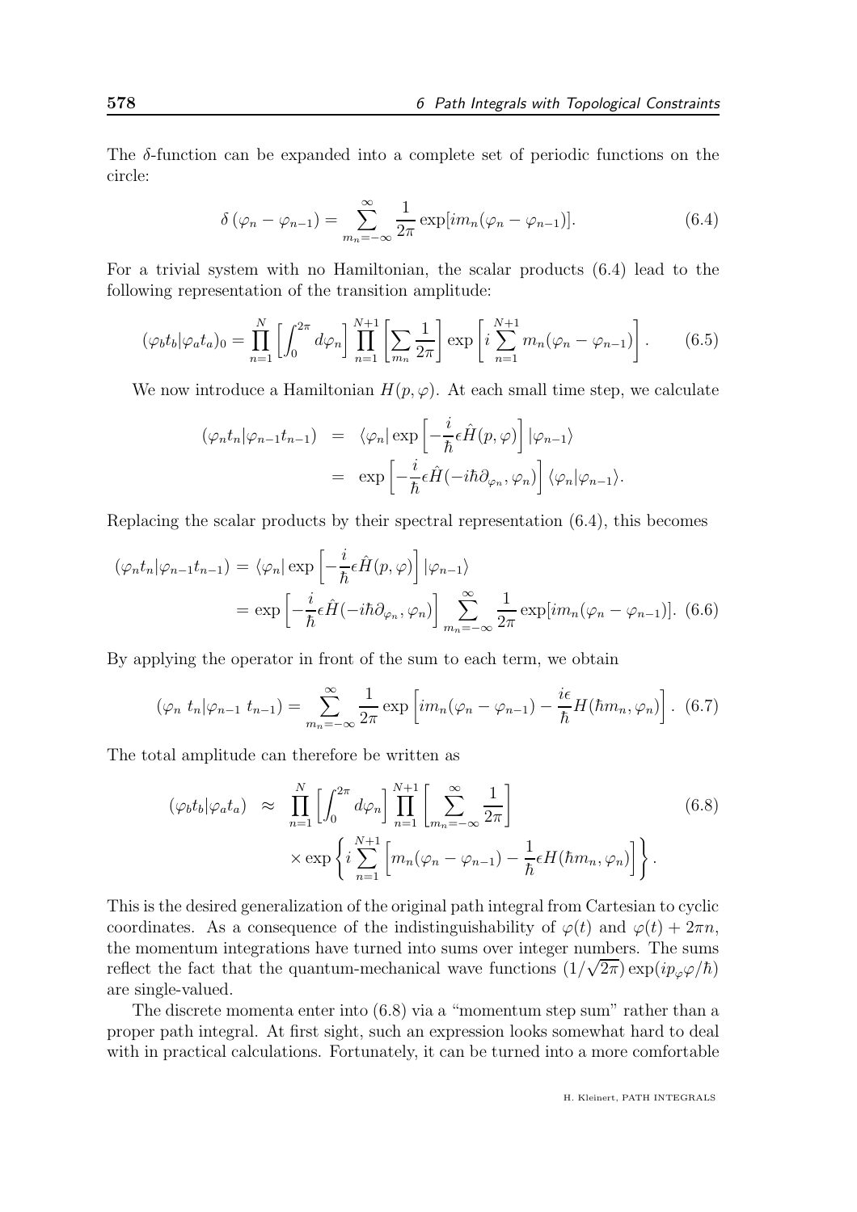The $\delta$-function can be expanded into a complete set of periodic functions on the circle:

$$\delta\left(\varphi_n - \varphi_{n-1}\right) = \sum_{m_n=-\infty}^{\infty} \frac{1}{2\pi} \exp[im_n(\varphi_n - \varphi_{n-1})]. \tag{6.4}$$

For a trivial system with no Hamiltonian, the scalar products (6.4) lead to the following representation of the transition amplitude:

$$(\varphi_b t_b|\varphi_a t_a)_0 = \prod_{n=1}^{N}\left[\int_0^{2\pi} d\varphi_n\right] \prod_{n=1}^{N+1}\left[\sum_{m_n} \frac{1}{2\pi}\right] \exp\left[i \sum_{n=1}^{N+1} m_n(\varphi_n - \varphi_{n-1})\right]. \tag{6.5}$$

We now introduce a Hamiltonian $H(p, \varphi)$. At each small time step, we calculate

$$\begin{aligned}
(\varphi_n t_n|\varphi_{n-1} t_{n-1}) &= \langle\varphi_n| \exp\left[-\frac{i}{\hbar}\epsilon \hat{H}(p, \varphi)\right] |\varphi_{n-1}\rangle \\
&= \exp\left[-\frac{i}{\hbar}\epsilon \hat{H}(-i\hbar\partial_{\varphi_n}, \varphi_n)\right] \langle\varphi_n|\varphi_{n-1}\rangle.
\end{aligned}$$

Replacing the scalar products by their spectral representation (6.4), this becomes

$$\begin{aligned}
(\varphi_n t_n|\varphi_{n-1} t_{n-1}) &= \langle\varphi_n| \exp\left[-\frac{i}{\hbar}\epsilon \hat{H}(p, \varphi)\right] |\varphi_{n-1}\rangle \\
&= \exp\left[-\frac{i}{\hbar}\epsilon \hat{H}(-i\hbar\partial_{\varphi_n}, \varphi_n)\right] \sum_{m_n=-\infty}^{\infty} \frac{1}{2\pi} \exp[im_n(\varphi_n - \varphi_{n-1})].
\end{aligned} \tag{6.6}$$

By applying the operator in front of the sum to each term, we obtain

$$(\varphi_n\ t_n|\varphi_{n-1}\ t_{n-1}) = \sum_{m_n=-\infty}^{\infty} \frac{1}{2\pi} \exp\left[im_n(\varphi_n - \varphi_{n-1}) - \frac{i\epsilon}{\hbar} H(\hbar m_n, \varphi_n)\right]. \tag{6.7}$$

The total amplitude can therefore be written as

$$\begin{aligned}
(\varphi_b t_b|\varphi_a t_a) \;\approx\; & \prod_{n=1}^{N}\left[\int_0^{2\pi} d\varphi_n\right] \prod_{n=1}^{N+1}\left[\sum_{m_n=-\infty}^{\infty} \frac{1}{2\pi}\right] \\
& \times \exp\left\{i \sum_{n=1}^{N+1}\left[m_n(\varphi_n - \varphi_{n-1}) - \frac{1}{\hbar}\epsilon H(\hbar m_n, \varphi_n)\right]\right\}.
\end{aligned} \tag{6.8}$$

This is the desired generalization of the original path integral from Cartesian to cyclic coordinates. As a consequence of the indistinguishability of $\varphi(t)$ and $\varphi(t) + 2\pi n$, the momentum integrations have turned into sums over integer numbers. The sums reflect the fact that the quantum-mechanical wave functions $(1/\sqrt{2\pi}) \exp(ip_\varphi \varphi/\hbar)$ are single-valued.

The discrete momenta enter into (6.8) via a "momentum step sum" rather than a proper path integral. At first sight, such an expression looks somewhat hard to deal with in practical calculations. Fortunately, it can be turned into a more comfortable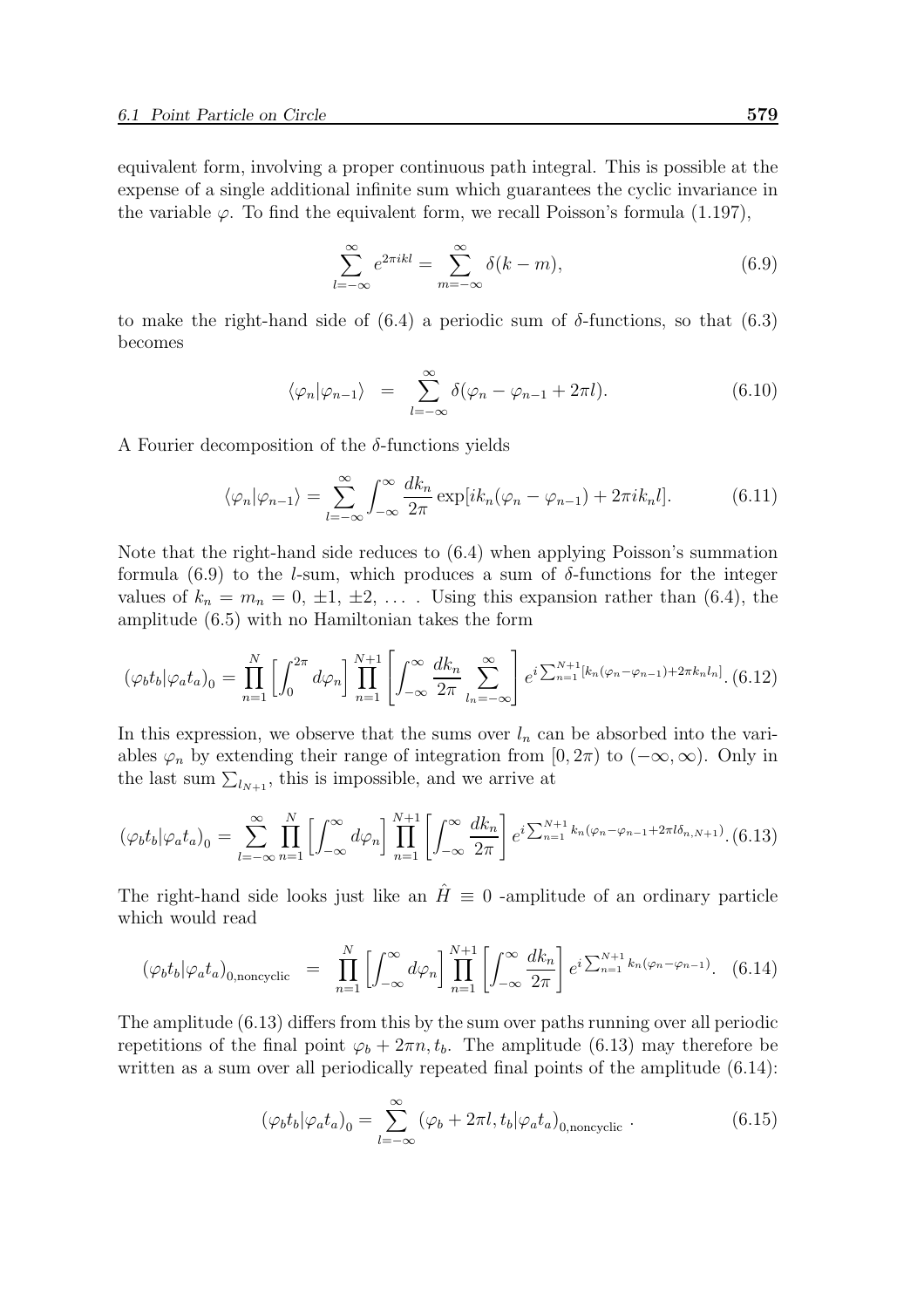equivalent form, involving a proper continuous path integral. This is possible at the expense of a single additional infinite sum which guarantees the cyclic invariance in the variable $\varphi$. To find the equivalent form, we recall Poisson's formula (1.197),

$$\sum_{l=-\infty}^{\infty} e^{2\pi i k l} = \sum_{m=-\infty}^{\infty} \delta(k-m), \tag{6.9}$$

to make the right-hand side of (6.4) a periodic sum of $\delta$-functions, so that (6.3) becomes

$$\langle \varphi_n | \varphi_{n-1} \rangle = \sum_{l=-\infty}^{\infty} \delta(\varphi_n - \varphi_{n-1} + 2\pi l). \tag{6.10}$$

A Fourier decomposition of the $\delta$-functions yields

$$\langle \varphi_n | \varphi_{n-1} \rangle = \sum_{l=-\infty}^{\infty} \int_{-\infty}^{\infty} \frac{dk_n}{2\pi} \exp[ik_n(\varphi_n - \varphi_{n-1}) + 2\pi i k_n l]. \tag{6.11}$$

Note that the right-hand side reduces to (6.4) when applying Poisson's summation formula (6.9) to the $l$-sum, which produces a sum of $\delta$-functions for the integer values of $k_n = m_n = 0, \pm 1, \pm 2, \ldots$ . Using this expansion rather than (6.4), the amplitude (6.5) with no Hamiltonian takes the form

$$(\varphi_b t_b | \varphi_a t_a)_0 = \prod_{n=1}^{N} \left[ \int_0^{2\pi} d\varphi_n \right] \prod_{n=1}^{N+1} \left[ \int_{-\infty}^{\infty} \frac{dk_n}{2\pi} \sum_{l_n=-\infty}^{\infty} \right] e^{i \sum_{n=1}^{N+1} [k_n(\varphi_n - \varphi_{n-1}) + 2\pi k_n l_n]}. \tag{6.12}$$

In this expression, we observe that the sums over $l_n$ can be absorbed into the variables $\varphi_n$ by extending their range of integration from $[0, 2\pi)$ to $(-\infty, \infty)$. Only in the last sum $\sum_{l_{N+1}}$, this is impossible, and we arrive at

$$(\varphi_b t_b | \varphi_a t_a)_0 = \sum_{l=-\infty}^{\infty} \prod_{n=1}^{N} \left[ \int_{-\infty}^{\infty} d\varphi_n \right] \prod_{n=1}^{N+1} \left[ \int_{-\infty}^{\infty} \frac{dk_n}{2\pi} \right] e^{i \sum_{n=1}^{N+1} k_n(\varphi_n - \varphi_{n-1} + 2\pi l \delta_{n,N+1})}. \tag{6.13}$$

The right-hand side looks just like an $\hat{H} \equiv 0$ -amplitude of an ordinary particle which would read

$$(\varphi_b t_b | \varphi_a t_a)_{0,\text{noncyclic}} = \prod_{n=1}^{N} \left[ \int_{-\infty}^{\infty} d\varphi_n \right] \prod_{n=1}^{N+1} \left[ \int_{-\infty}^{\infty} \frac{dk_n}{2\pi} \right] e^{i \sum_{n=1}^{N+1} k_n(\varphi_n - \varphi_{n-1})}. \tag{6.14}$$

The amplitude (6.13) differs from this by the sum over paths running over all periodic repetitions of the final point $\varphi_b + 2\pi n, t_b$. The amplitude (6.13) may therefore be written as a sum over all periodically repeated final points of the amplitude (6.14):

$$(\varphi_b t_b | \varphi_a t_a)_0 = \sum_{l=-\infty}^{\infty} (\varphi_b + 2\pi l, t_b | \varphi_a t_a)_{0,\text{noncyclic}} \,. \tag{6.15}$$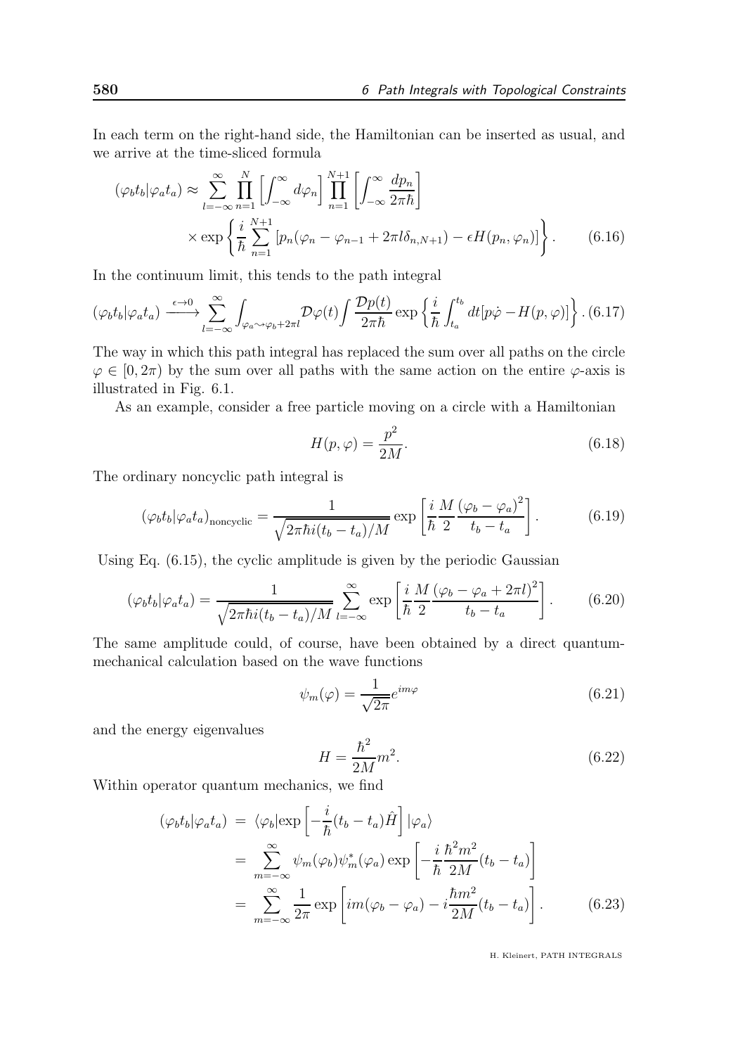In each term on the right-hand side, the Hamiltonian can be inserted as usual, and we arrive at the time-sliced formula

$$
(\varphi_b t_b|\varphi_a t_a) \approx \sum_{l=-\infty}^{\infty} \prod_{n=1}^{N} \left[\int_{-\infty}^{\infty} d\varphi_n\right] \prod_{n=1}^{N+1} \left[\int_{-\infty}^{\infty} \frac{dp_n}{2\pi\hbar}\right] \times \exp\left\{\frac{i}{\hbar}\sum_{n=1}^{N+1}\left[p_n(\varphi_n - \varphi_{n-1} + 2\pi l \delta_{n,N+1}) - \epsilon H(p_n, \varphi_n)\right]\right\}. \tag{6.16}
$$

In the continuum limit, this tends to the path integral

$$
(\varphi_b t_b|\varphi_a t_a) \xrightarrow{\epsilon \to 0} \sum_{l=-\infty}^{\infty} \int_{\varphi_a \rightsquigarrow \varphi_b + 2\pi l} \mathcal{D}\varphi(t) \int \frac{\mathcal{D}p(t)}{2\pi\hbar} \exp\left\{\frac{i}{\hbar}\int_{t_a}^{t_b} dt [p\dot{\varphi} - H(p,\varphi)]\right\}. \tag{6.17}
$$

The way in which this path integral has replaced the sum over all paths on the circle $\varphi \in [0, 2\pi)$ by the sum over all paths with the same action on the entire $\varphi$-axis is illustrated in Fig. 6.1.

As an example, consider a free particle moving on a circle with a Hamiltonian

$$
H(p, \varphi) = \frac{p^2}{2M}. \tag{6.18}
$$

The ordinary noncyclic path integral is

$$
(\varphi_b t_b|\varphi_a t_a)_{\text{noncyclic}} = \frac{1}{\sqrt{2\pi\hbar i(t_b - t_a)/M}} \exp\left[\frac{i}{\hbar}\frac{M}{2}\frac{(\varphi_b - \varphi_a)^2}{t_b - t_a}\right]. \tag{6.19}
$$

Using Eq. (6.15), the cyclic amplitude is given by the periodic Gaussian

$$
(\varphi_b t_b|\varphi_a t_a) = \frac{1}{\sqrt{2\pi\hbar i(t_b - t_a)/M}} \sum_{l=-\infty}^{\infty} \exp\left[\frac{i}{\hbar}\frac{M}{2}\frac{(\varphi_b - \varphi_a + 2\pi l)^2}{t_b - t_a}\right]. \tag{6.20}
$$

The same amplitude could, of course, have been obtained by a direct quantum-mechanical calculation based on the wave functions

$$
\psi_m(\varphi) = \frac{1}{\sqrt{2\pi}} e^{im\varphi} \tag{6.21}
$$

and the energy eigenvalues

$$
H = \frac{\hbar^2}{2M} m^2. \tag{6.22}
$$

Within operator quantum mechanics, we find

$$
\begin{aligned}
(\varphi_b t_b|\varphi_a t_a) &= \langle \varphi_b | \exp\left[-\frac{i}{\hbar}(t_b - t_a)\hat{H}\right] |\varphi_a\rangle \\
&= \sum_{m=-\infty}^{\infty} \psi_m(\varphi_b)\psi_m^*(\varphi_a) \exp\left[-\frac{i}{\hbar}\frac{\hbar^2 m^2}{2M}(t_b - t_a)\right] \\
&= \sum_{m=-\infty}^{\infty} \frac{1}{2\pi} \exp\left[im(\varphi_b - \varphi_a) - i\frac{\hbar m^2}{2M}(t_b - t_a)\right].
\end{aligned} \tag{6.23}
$$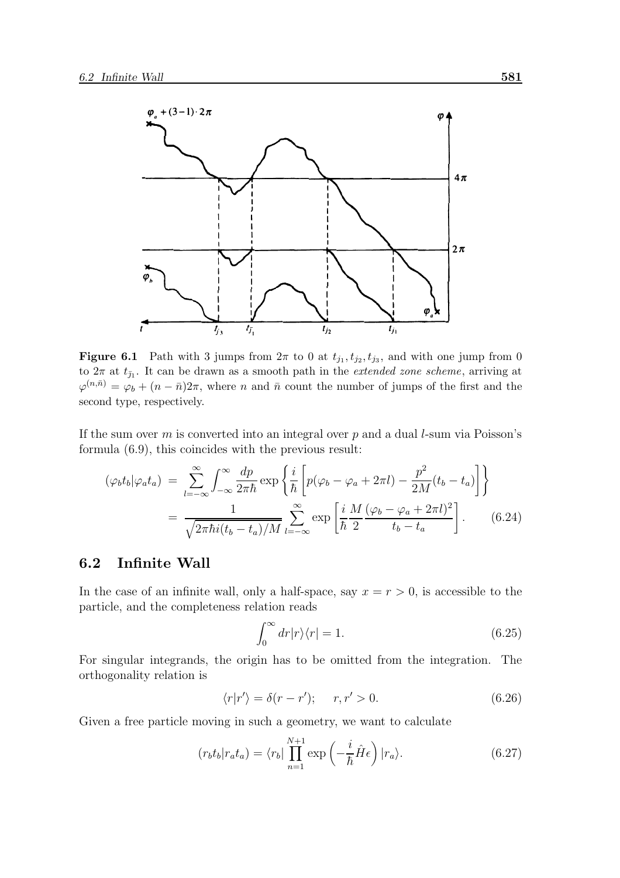**Figure 6.1** Path with 3 jumps from $2\pi$ to 0 at $t_{j_1}, t_{j_2}, t_{j_3}$, and with one jump from 0 to $2\pi$ at $t_{\bar{j}_1}$. It can be drawn as a smooth path in the *extended zone scheme*, arriving at $\varphi^{(n,\bar{n})} = \varphi_b + (n - \bar{n})2\pi$, where $n$ and $\bar{n}$ count the number of jumps of the first and the second type, respectively.

If the sum over $m$ is converted into an integral over $p$ and a dual $l$-sum via Poisson's formula (6.9), this coincides with the previous result:

$$
\begin{aligned}
(\varphi_b t_b|\varphi_a t_a) &= \sum_{l=-\infty}^{\infty} \int_{-\infty}^{\infty} \frac{dp}{2\pi\hbar} \exp\left\{ \frac{i}{\hbar} \left[ p(\varphi_b - \varphi_a + 2\pi l) - \frac{p^2}{2M}(t_b - t_a) \right] \right\} \\
&= \frac{1}{\sqrt{2\pi\hbar i(t_b - t_a)/M}} \sum_{l=-\infty}^{\infty} \exp\left[ \frac{i}{\hbar} \frac{M}{2} \frac{(\varphi_b - \varphi_a + 2\pi l)^2}{t_b - t_a} \right]. \qquad (6.24)
\end{aligned}
$$

## 6.2 Infinite Wall

In the case of an infinite wall, only a half-space, say $x = r > 0$, is accessible to the particle, and the completeness relation reads

$$
\int_0^{\infty} dr |r\rangle\langle r| = 1. \qquad (6.25)
$$

For singular integrands, the origin has to be omitted from the integration. The orthogonality relation is

$$
\langle r|r'\rangle = \delta(r - r'); \quad r, r' > 0. \qquad (6.26)
$$

Given a free particle moving in such a geometry, we want to calculate

$$
(r_b t_b|r_a t_a) = \langle r_b| \prod_{n=1}^{N+1} \exp\left( -\frac{i}{\hbar} \hat{H} \epsilon \right) |r_a\rangle. \qquad (6.27)
$$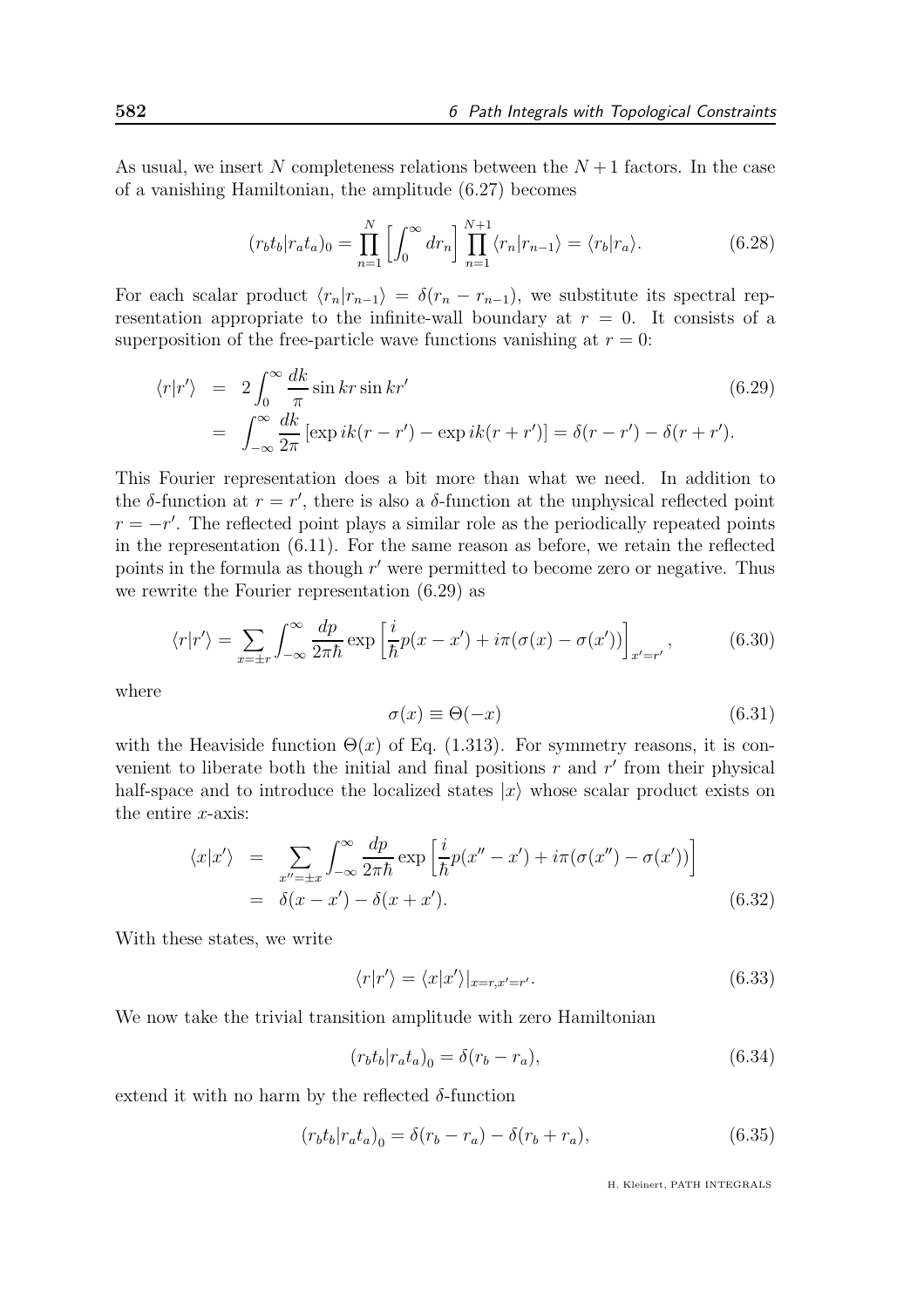As usual, we insert $N$ completeness relations between the $N+1$ factors. In the case of a vanishing Hamiltonian, the amplitude (6.27) becomes

$$(r_b t_b | r_a t_a)_0 = \prod_{n=1}^{N} \left[ \int_0^\infty dr_n \right] \prod_{n=1}^{N+1} \langle r_n | r_{n-1} \rangle = \langle r_b | r_a \rangle. \tag{6.28}$$

For each scalar product $\langle r_n | r_{n-1} \rangle = \delta(r_n - r_{n-1})$, we substitute its spectral representation appropriate to the infinite-wall boundary at $r = 0$. It consists of a superposition of the free-particle wave functions vanishing at $r = 0$:

$$\begin{aligned} \langle r | r' \rangle &= 2 \int_0^\infty \frac{dk}{\pi} \sin kr \sin kr' \qquad (6.29) \\ &= \int_{-\infty}^{\infty} \frac{dk}{2\pi} \left[ \exp ik(r - r') - \exp ik(r + r') \right] = \delta(r - r') - \delta(r + r'). \end{aligned}$$

This Fourier representation does a bit more than what we need. In addition to the $\delta$-function at $r = r'$, there is also a $\delta$-function at the unphysical reflected point $r = -r'$. The reflected point plays a similar role as the periodically repeated points in the representation (6.11). For the same reason as before, we retain the reflected points in the formula as though $r'$ were permitted to become zero or negative. Thus we rewrite the Fourier representation (6.29) as

$$\langle r | r' \rangle = \sum_{x = \pm r} \int_{-\infty}^{\infty} \frac{dp}{2\pi\hbar} \exp \left[ \frac{i}{\hbar} p(x - x') + i\pi(\sigma(x) - \sigma(x')) \right]_{x' = r'}, \tag{6.30}$$

where

$$\sigma(x) \equiv \Theta(-x) \tag{6.31}$$

with the Heaviside function $\Theta(x)$ of Eq. (1.313). For symmetry reasons, it is convenient to liberate both the initial and final positions $r$ and $r'$ from their physical half-space and to introduce the localized states $|x\rangle$ whose scalar product exists on the entire $x$-axis:

$$\begin{aligned} \langle x | x' \rangle &= \sum_{x'' = \pm x} \int_{-\infty}^{\infty} \frac{dp}{2\pi\hbar} \exp \left[ \frac{i}{\hbar} p(x'' - x') + i\pi(\sigma(x'') - \sigma(x')) \right] \\ &= \delta(x - x') - \delta(x + x'). \end{aligned} \tag{6.32}$$

With these states, we write

$$\langle r | r' \rangle = \langle x | x' \rangle |_{x = r, x' = r'}. \tag{6.33}$$

We now take the trivial transition amplitude with zero Hamiltonian

$$(r_b t_b | r_a t_a)_0 = \delta(r_b - r_a), \tag{6.34}$$

extend it with no harm by the reflected $\delta$-function

$$(r_b t_b | r_a t_a)_0 = \delta(r_b - r_a) - \delta(r_b + r_a), \tag{6.35}$$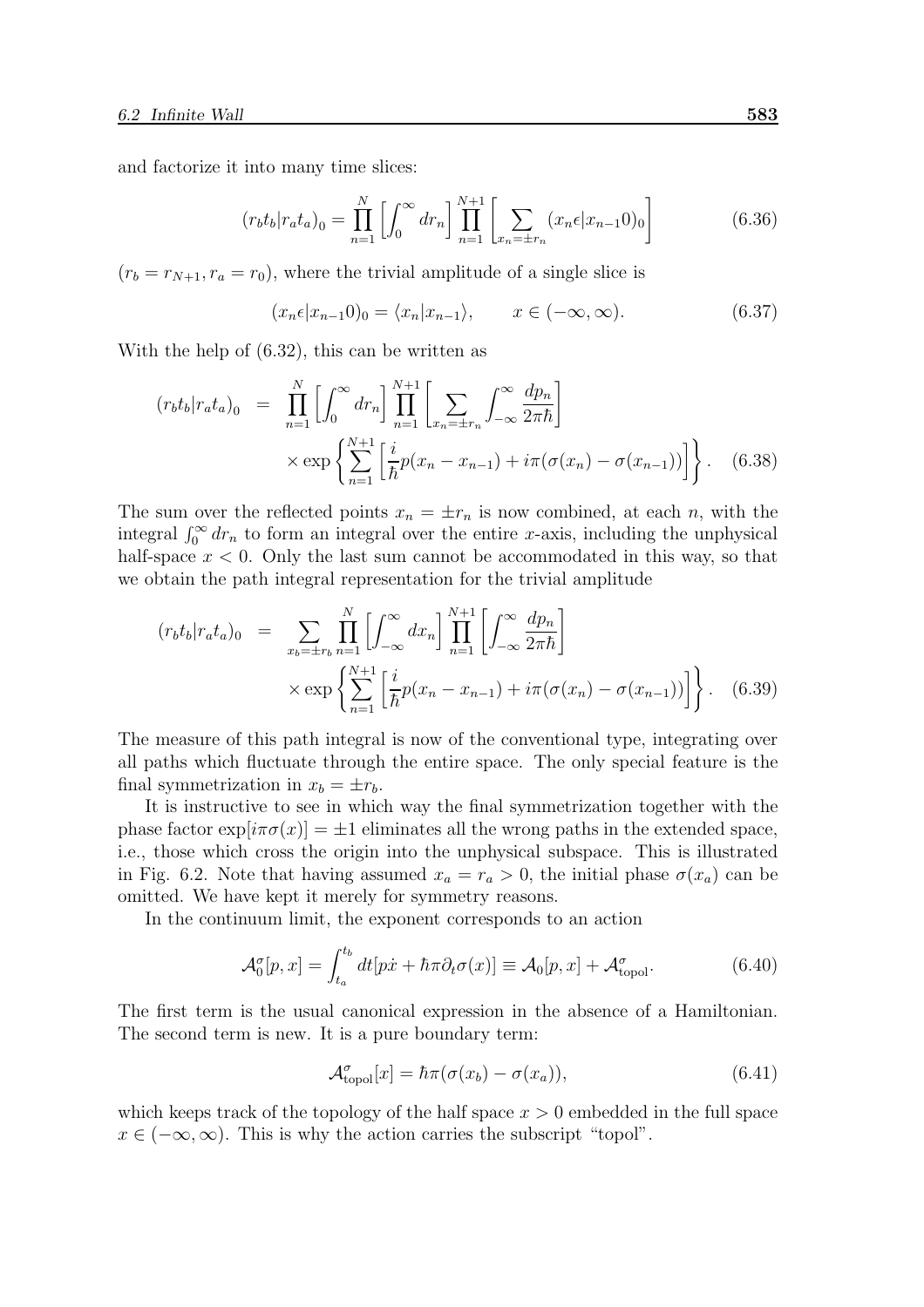and factorize it into many time slices:

$$(r_b t_b | r_a t_a)_0 = \prod_{n=1}^{N} \left[ \int_0^\infty dr_n \right] \prod_{n=1}^{N+1} \left[ \sum_{x_n = \pm r_n} (x_n \epsilon | x_{n-1} 0)_0 \right] \tag{6.36}$$

($r_b = r_{N+1}, r_a = r_0$), where the trivial amplitude of a single slice is

$$(x_n \epsilon | x_{n-1} 0)_0 = \langle x_n | x_{n-1} \rangle, \qquad x \in (-\infty, \infty). \tag{6.37}$$

With the help of (6.32), this can be written as

$$\begin{aligned}(r_b t_b | r_a t_a)_0 &= \prod_{n=1}^{N} \left[ \int_0^\infty dr_n \right] \prod_{n=1}^{N+1} \left[ \sum_{x_n = \pm r_n} \int_{-\infty}^{\infty} \frac{dp_n}{2\pi\hbar} \right] \\ &\quad \times \exp \left\{ \sum_{n=1}^{N+1} \left[ \frac{i}{\hbar} p(x_n - x_{n-1}) + i\pi(\sigma(x_n) - \sigma(x_{n-1})) \right] \right\}. \end{aligned} \tag{6.38}$$

The sum over the reflected points $x_n = \pm r_n$ is now combined, at each $n$, with the integral $\int_0^\infty dr_n$ to form an integral over the entire $x$-axis, including the unphysical half-space $x < 0$. Only the last sum cannot be accommodated in this way, so that we obtain the path integral representation for the trivial amplitude

$$\begin{aligned}(r_b t_b | r_a t_a)_0 &= \sum_{x_b = \pm r_b} \prod_{n=1}^{N} \left[ \int_{-\infty}^\infty dx_n \right] \prod_{n=1}^{N+1} \left[ \int_{-\infty}^{\infty} \frac{dp_n}{2\pi\hbar} \right] \\ &\quad \times \exp \left\{ \sum_{n=1}^{N+1} \left[ \frac{i}{\hbar} p(x_n - x_{n-1}) + i\pi(\sigma(x_n) - \sigma(x_{n-1})) \right] \right\}. \end{aligned} \tag{6.39}$$

The measure of this path integral is now of the conventional type, integrating over all paths which fluctuate through the entire space. The only special feature is the final symmetrization in $x_b = \pm r_b$.

It is instructive to see in which way the final symmetrization together with the phase factor $\exp[i\pi\sigma(x)] = \pm 1$ eliminates all the wrong paths in the extended space, i.e., those which cross the origin into the unphysical subspace. This is illustrated in Fig. 6.2. Note that having assumed $x_a = r_a > 0$, the initial phase $\sigma(x_a)$ can be omitted. We have kept it merely for symmetry reasons.

In the continuum limit, the exponent corresponds to an action

$$\mathcal{A}_0^\sigma[p, x] = \int_{t_a}^{t_b} dt [p\dot{x} + \hbar\pi \partial_t \sigma(x)] \equiv \mathcal{A}_0[p, x] + \mathcal{A}_{\text{topol}}^\sigma. \tag{6.40}$$

The first term is the usual canonical expression in the absence of a Hamiltonian. The second term is new. It is a pure boundary term:

$$\mathcal{A}_{\text{topol}}^\sigma[x] = \hbar\pi(\sigma(x_b) - \sigma(x_a)), \tag{6.41}$$

which keeps track of the topology of the half space $x > 0$ embedded in the full space $x \in (-\infty, \infty)$. This is why the action carries the subscript "topol".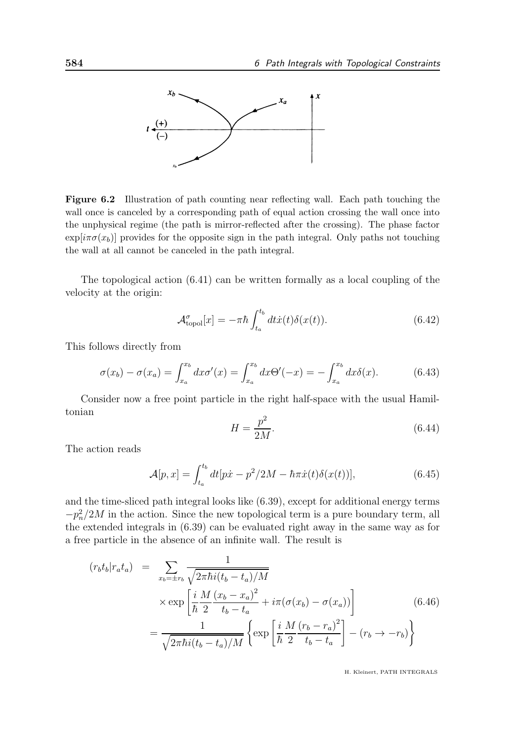**Figure 6.2** Illustration of path counting near reflecting wall. Each path touching the wall once is canceled by a corresponding path of equal action crossing the wall once into the unphysical regime (the path is mirror-reflected after the crossing). The phase factor $\exp[i\pi\sigma(x_b)]$ provides for the opposite sign in the path integral. Only paths not touching the wall at all cannot be canceled in the path integral.

The topological action (6.41) can be written formally as a local coupling of the velocity at the origin:

$$\mathcal{A}^{\sigma}_{\rm topol}[x] = -\pi\hbar \int_{t_a}^{t_b} dt \dot{x}(t)\delta(x(t)). \tag{6.42}$$

This follows directly from

$$\sigma(x_b) - \sigma(x_a) = \int_{x_a}^{x_b} dx \sigma'(x) = \int_{x_a}^{x_b} dx \Theta'(-x) = -\int_{x_a}^{x_b} dx \delta(x). \tag{6.43}$$

Consider now a free point particle in the right half-space with the usual Hamiltonian

$$H = \frac{p^2}{2M}. \tag{6.44}$$

The action reads

$$\mathcal{A}[p,x] = \int_{t_a}^{t_b} dt[p\dot{x} - p^2/2M - \hbar\pi\dot{x}(t)\delta(x(t))], \tag{6.45}$$

and the time-sliced path integral looks like (6.39), except for additional energy terms $-p_n^2/2M$ in the action. Since the new topological term is a pure boundary term, all the extended integrals in (6.39) can be evaluated right away in the same way as for a free particle in the absence of an infinite wall. The result is

$$\begin{aligned}
(r_b t_b | r_a t_a) &= \sum_{x_b = \pm r_b} \frac{1}{\sqrt{2\pi\hbar i(t_b - t_a)/M}} \\
&\quad \times \exp\left[\frac{i}{\hbar}\frac{M}{2}\frac{(x_b - x_a)^2}{t_b - t_a} + i\pi(\sigma(x_b) - \sigma(x_a))\right] \\
&= \frac{1}{\sqrt{2\pi\hbar i(t_b - t_a)/M}}\left\{\exp\left[\frac{i}{\hbar}\frac{M}{2}\frac{(r_b - r_a)^2}{t_b - t_a}\right] - (r_b \to -r_b)\right\}
\end{aligned} \tag{6.46}$$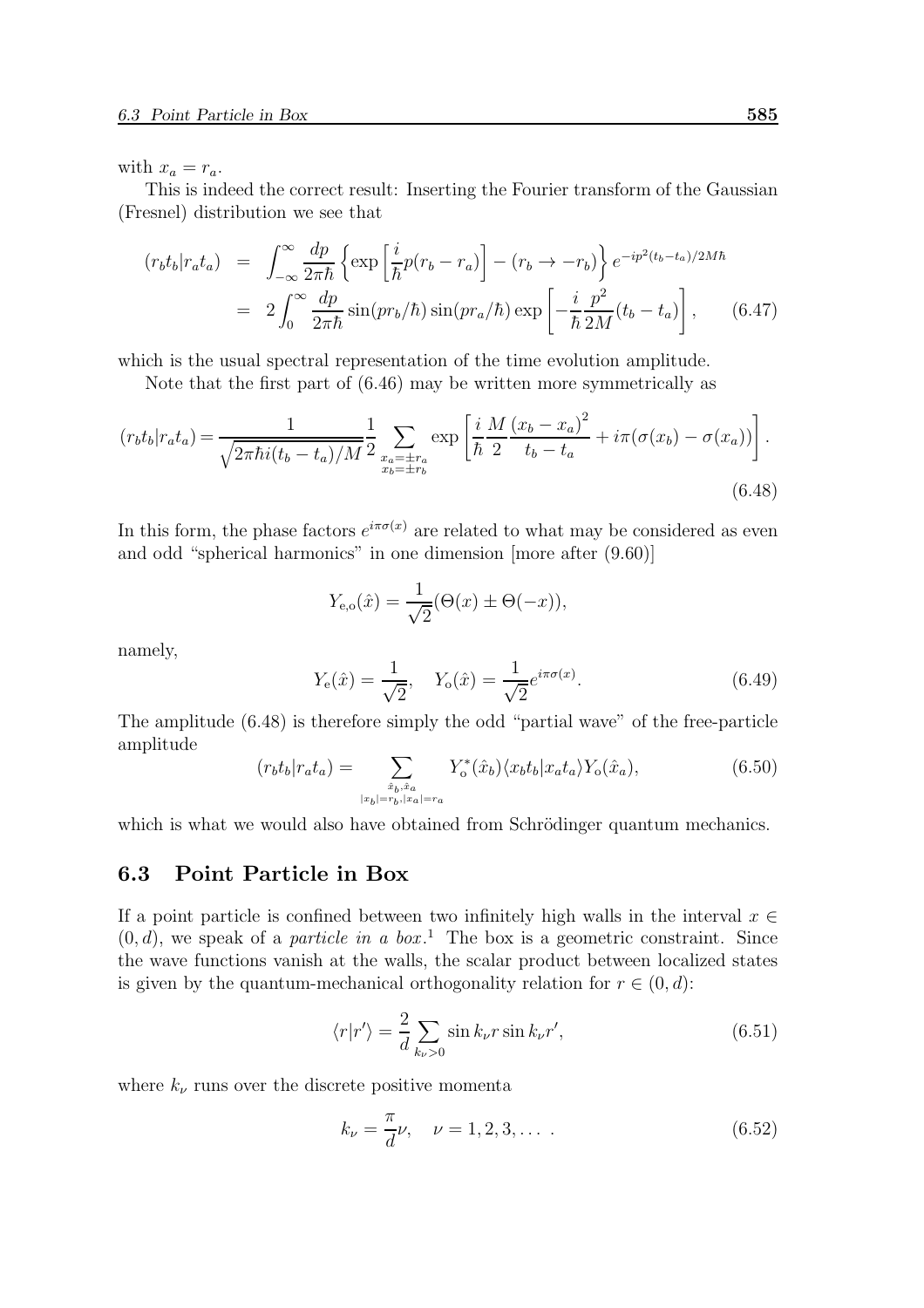with $x_a = r_a$.

This is indeed the correct result: Inserting the Fourier transform of the Gaussian (Fresnel) distribution we see that

$$
\begin{aligned}
(r_b t_b | r_a t_a) &= \int_{-\infty}^{\infty} \frac{dp}{2\pi\hbar} \left\{ \exp\left[\frac{i}{\hbar} p(r_b - r_a)\right] - (r_b \to -r_b) \right\} e^{-ip^2(t_b - t_a)/2M\hbar} \\
&= 2 \int_0^{\infty} \frac{dp}{2\pi\hbar} \sin(pr_b/\hbar) \sin(pr_a/\hbar) \exp\left[-\frac{i}{\hbar}\frac{p^2}{2M}(t_b - t_a)\right], \qquad (6.47)
\end{aligned}
$$

which is the usual spectral representation of the time evolution amplitude.

Note that the first part of (6.46) may be written more symmetrically as

$$
(r_b t_b | r_a t_a) = \frac{1}{\sqrt{2\pi\hbar i(t_b - t_a)/M}} \frac{1}{2} \sum_{\substack{x_a = \pm r_a \\ x_b = \pm r_b}} \exp\left[\frac{i}{\hbar}\frac{M}{2}\frac{(x_b - x_a)^2}{t_b - t_a} + i\pi(\sigma(x_b) - \sigma(x_a))\right]. \qquad (6.48)
$$

In this form, the phase factors $e^{i\pi\sigma(x)}$ are related to what may be considered as even and odd "spherical harmonics" in one dimension [more after (9.60)]

$$
Y_{\mathrm{e,o}}(\hat{x}) = \frac{1}{\sqrt{2}}(\Theta(x) \pm \Theta(-x)),
$$

namely,

$$
Y_{\mathrm{e}}(\hat{x}) = \frac{1}{\sqrt{2}}, \quad Y_{\mathrm{o}}(\hat{x}) = \frac{1}{\sqrt{2}} e^{i\pi\sigma(x)}. \qquad (6.49)
$$

The amplitude (6.48) is therefore simply the odd "partial wave" of the free-particle amplitude

$$
(r_b t_b | r_a t_a) = \sum_{\substack{\hat{x}_b, \hat{x}_a \\ |x_b| = r_b, |x_a| = r_a}} Y_{\mathrm{o}}^*(\hat{x}_b) \langle x_b t_b | x_a t_a \rangle Y_{\mathrm{o}}(\hat{x}_a), \qquad (6.50)
$$

which is what we would also have obtained from Schrödinger quantum mechanics.

## 6.3 Point Particle in Box

If a point particle is confined between two infinitely high walls in the interval $x \in (0, d)$, we speak of a *particle in a box*.[1] The box is a geometric constraint. Since the wave functions vanish at the walls, the scalar product between localized states is given by the quantum-mechanical orthogonality relation for $r \in (0, d)$:

$$
\langle r | r' \rangle = \frac{2}{d} \sum_{k_\nu > 0} \sin k_\nu r \sin k_\nu r', \qquad (6.51)
$$

where $k_\nu$ runs over the discrete positive momenta

$$
k_\nu = \frac{\pi}{d}\nu, \quad \nu = 1, 2, 3, \ldots \, . \qquad (6.52)
$$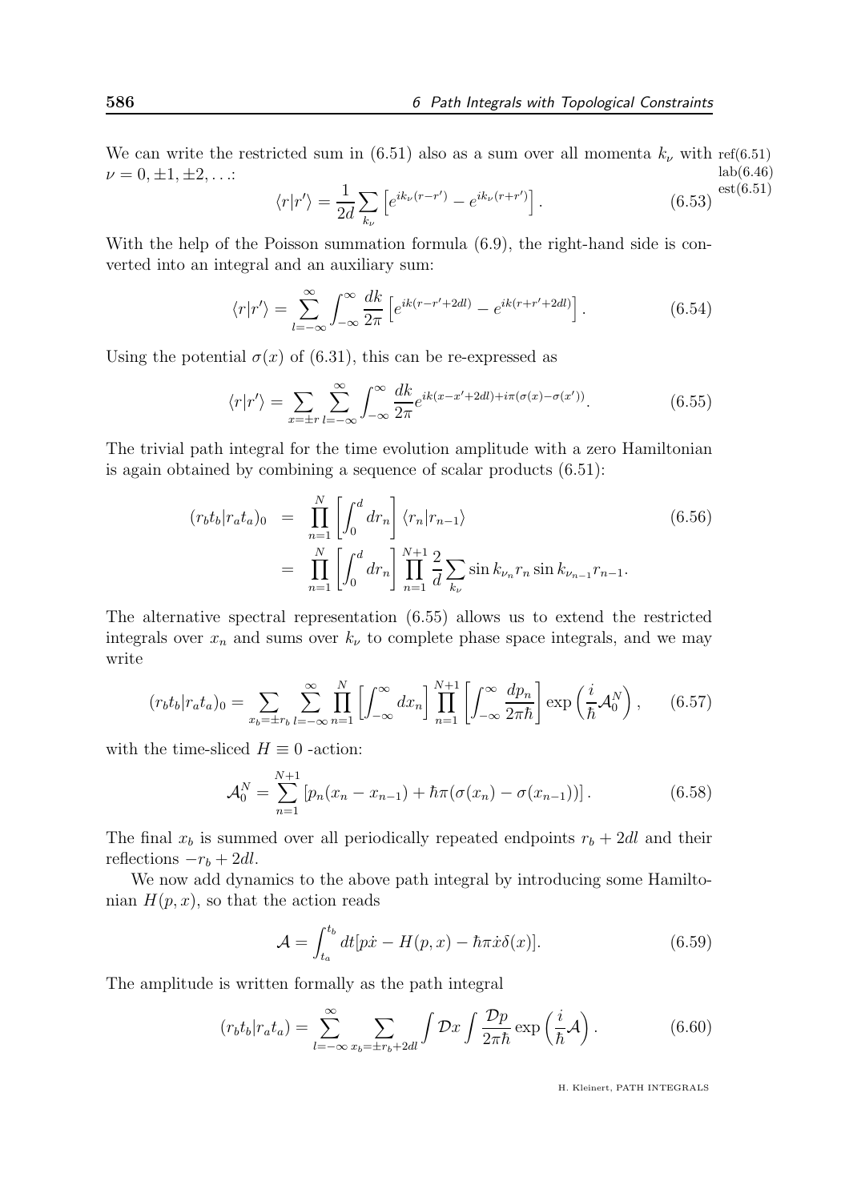We can write the restricted sum in (6.51) also as a sum over all momenta $k_\nu$ with $\nu = 0, \pm 1, \pm 2, \ldots$:

$$\langle r|r'\rangle = \frac{1}{2d}\sum_{k_\nu}\left[e^{ik_\nu(r-r')} - e^{ik_\nu(r+r')}\right]. \tag{6.53}$$

With the help of the Poisson summation formula (6.9), the right-hand side is converted into an integral and an auxiliary sum:

$$\langle r|r'\rangle = \sum_{l=-\infty}^{\infty}\int_{-\infty}^{\infty}\frac{dk}{2\pi}\left[e^{ik(r-r'+2dl)} - e^{ik(r+r'+2dl)}\right]. \tag{6.54}$$

Using the potential $\sigma(x)$ of (6.31), this can be re-expressed as

$$\langle r|r'\rangle = \sum_{x=\pm r}\sum_{l=-\infty}^{\infty}\int_{-\infty}^{\infty}\frac{dk}{2\pi}e^{ik(x-x'+2dl)+i\pi(\sigma(x)-\sigma(x'))}. \tag{6.55}$$

The trivial path integral for the time evolution amplitude with a zero Hamiltonian is again obtained by combining a sequence of scalar products (6.51):

$$\begin{aligned}
(r_bt_b|r_at_a)_0 &= \prod_{n=1}^{N}\left[\int_0^d dr_n\right]\langle r_n|r_{n-1}\rangle \\
&= \prod_{n=1}^{N}\left[\int_0^d dr_n\right]\prod_{n=1}^{N+1}\frac{2}{d}\sum_{k_\nu}\sin k_{\nu_n}r_n \sin k_{\nu_{n-1}}r_{n-1}.
\end{aligned} \tag{6.56}$$

The alternative spectral representation (6.55) allows us to extend the restricted integrals over $x_n$ and sums over $k_\nu$ to complete phase space integrals, and we may write

$$(r_bt_b|r_at_a)_0 = \sum_{x_b=\pm r_b}\sum_{l=-\infty}^{\infty}\prod_{n=1}^{N}\left[\int_{-\infty}^{\infty}dx_n\right]\prod_{n=1}^{N+1}\left[\int_{-\infty}^{\infty}\frac{dp_n}{2\pi\hbar}\right]\exp\left(\frac{i}{\hbar}\mathcal{A}_0^N\right), \tag{6.57}$$

with the time-sliced $H \equiv 0$ -action:

$$\mathcal{A}_0^N = \sum_{n=1}^{N+1}\left[p_n(x_n - x_{n-1}) + \hbar\pi(\sigma(x_n) - \sigma(x_{n-1}))\right]. \tag{6.58}$$

The final $x_b$ is summed over all periodically repeated endpoints $r_b + 2dl$ and their reflections $-r_b + 2dl$.

We now add dynamics to the above path integral by introducing some Hamiltonian $H(p, x)$, so that the action reads

$$\mathcal{A} = \int_{t_a}^{t_b}dt[p\dot{x} - H(p,x) - \hbar\pi\dot{x}\delta(x)]. \tag{6.59}$$

The amplitude is written formally as the path integral

$$(r_bt_b|r_at_a) = \sum_{l=-\infty}^{\infty}\sum_{x_b=\pm r_b+2dl}\int\mathcal{D}x\int\frac{\mathcal{D}p}{2\pi\hbar}\exp\left(\frac{i}{\hbar}\mathcal{A}\right). \tag{6.60}$$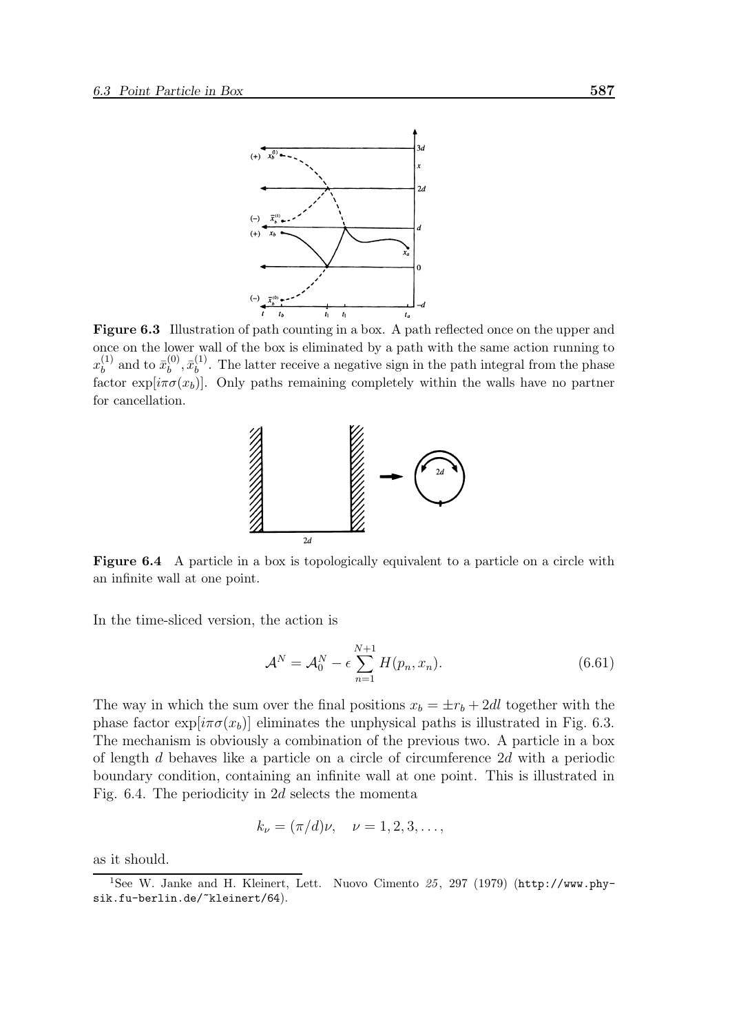**Figure 6.3** Illustration of path counting in a box. A path reflected once on the upper and once on the lower wall of the box is eliminated by a path with the same action running to $x_b^{(1)}$ and to $\bar{x}_b^{(0)}, \bar{x}_b^{(1)}$. The latter receive a negative sign in the path integral from the phase factor $\exp[i\pi\sigma(x_b)]$. Only paths remaining completely within the walls have no partner for cancellation.

**Figure 6.4** A particle in a box is topologically equivalent to a particle on a circle with an infinite wall at one point.

In the time-sliced version, the action is

$$\mathcal{A}^N = \mathcal{A}_0^N - \epsilon \sum_{n=1}^{N+1} H(p_n, x_n). \tag{6.61}$$

The way in which the sum over the final positions $x_b = \pm r_b + 2dl$ together with the phase factor $\exp[i\pi\sigma(x_b)]$ eliminates the unphysical paths is illustrated in Fig. 6.3. The mechanism is obviously a combination of the previous two. A particle in a box of length $d$ behaves like a particle on a circle of circumference $2d$ with a periodic boundary condition, containing an infinite wall at one point. This is illustrated in Fig. 6.4. The periodicity in $2d$ selects the momenta

$$k_\nu = (\pi/d)\nu, \quad \nu = 1, 2, 3, \ldots,$$

as it should.

[1] See W. Janke and H. Kleinert, Lett. Nuovo Cimento *25*, 297 (1979) (http://www.physik.fu-berlin.de/~kleinert/64).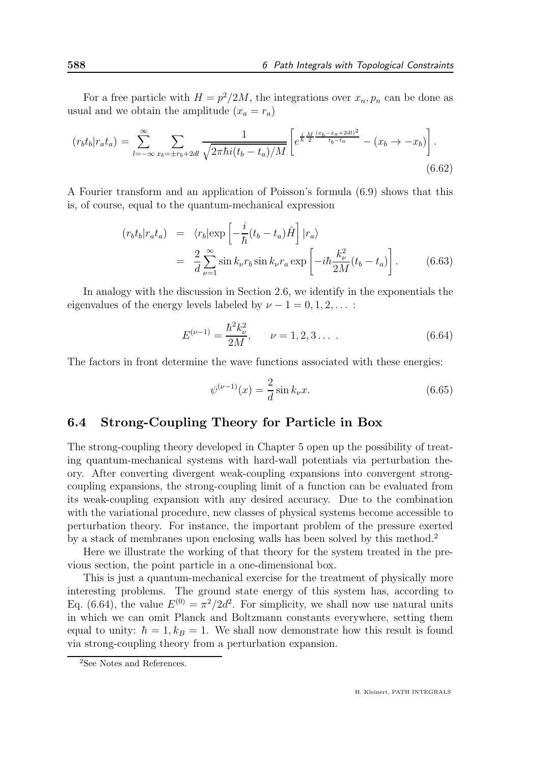For a free particle with $H = p^2/2M$, the integrations over $x_n, p_n$ can be done as usual and we obtain the amplitude ($x_a = r_a$)

$$(r_b t_b | r_a t_a) = \sum_{l=-\infty}^{\infty} \sum_{x_b = \pm r_b + 2dl} \frac{1}{\sqrt{2\pi\hbar i(t_b - t_a)/M}} \left[ e^{\frac{i}{\hbar}\frac{M}{2}\frac{(x_b - x_a + 2dl)^2}{t_b - t_a}} - (x_b \to -x_b) \right]. \tag{6.62}$$

A Fourier transform and an application of Poisson's formula (6.9) shows that this is, of course, equal to the quantum-mechanical expression

$$\begin{aligned}(r_b t_b | r_a t_a) &= \langle r_b | \exp\left[-\frac{i}{\hbar}(t_b - t_a)\hat{H}\right] | r_a \rangle \\ &= \frac{2}{d}\sum_{\nu=1}^{\infty} \sin k_\nu r_b \sin k_\nu r_a \exp\left[-i\hbar \frac{k_\nu^2}{2M}(t_b - t_a)\right]. \end{aligned} \tag{6.63}$$

In analogy with the discussion in Section 2.6, we identify in the exponentials the eigenvalues of the energy levels labeled by $\nu - 1 = 0, 1, 2, \ldots$ :

$$E^{(\nu-1)} = \frac{\hbar^2 k_\nu^2}{2M}, \qquad \nu = 1, 2, 3 \ldots \; . \tag{6.64}$$

The factors in front determine the wave functions associated with these energies:

$$\psi^{(\nu-1)}(x) = \frac{2}{d}\sin k_\nu x. \tag{6.65}$$

## 6.4 Strong-Coupling Theory for Particle in Box

The strong-coupling theory developed in Chapter 5 open up the possibility of treating quantum-mechanical systems with hard-wall potentials via perturbation theory. After converting divergent weak-coupling expansions into convergent strong-coupling expansions, the strong-coupling limit of a function can be evaluated from its weak-coupling expansion with any desired accuracy. Due to the combination with the variational procedure, new classes of physical systems become accessible to perturbation theory. For instance, the important problem of the pressure exerted by a stack of membranes upon enclosing walls has been solved by this method.[2]

Here we illustrate the working of that theory for the system treated in the previous section, the point particle in a one-dimensional box.

This is just a quantum-mechanical exercise for the treatment of physically more interesting problems. The ground state energy of this system has, according to Eq. (6.64), the value $E^{(0)} = \pi^2/2d^2$. For simplicity, we shall now use natural units in which we can omit Planck and Boltzmann constants everywhere, setting them equal to unity: $\hbar = 1, k_B = 1$. We shall now demonstrate how this result is found via strong-coupling theory from a perturbation expansion.

[2]See Notes and References.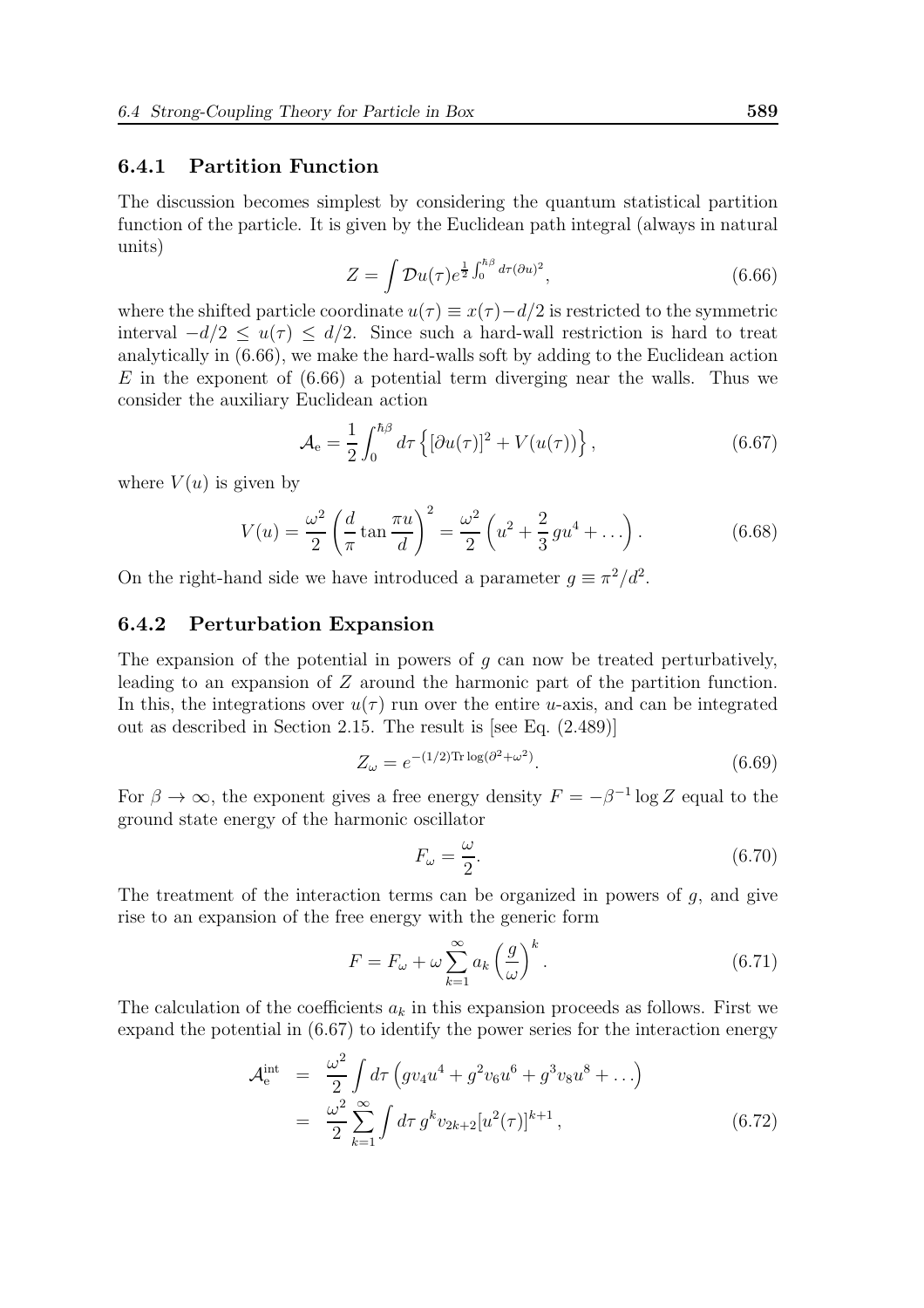### 6.4.1 Partition Function

The discussion becomes simplest by considering the quantum statistical partition function of the particle. It is given by the Euclidean path integral (always in natural units)

$$Z = \int \mathcal{D}u(\tau) e^{\frac{1}{2}\int_0^{\hbar\beta} d\tau (\partial u)^2}, \tag{6.66}$$

where the shifted particle coordinate $u(\tau) \equiv x(\tau) - d/2$ is restricted to the symmetric interval $-d/2 \leq u(\tau) \leq d/2$. Since such a hard-wall restriction is hard to treat analytically in (6.66), we make the hard-walls soft by adding to the Euclidean action $E$ in the exponent of (6.66) a potential term diverging near the walls. Thus we consider the auxiliary Euclidean action

$$\mathcal{A}_{\rm e} = \frac{1}{2}\int_0^{\hbar\beta} d\tau \left\{ [\partial u(\tau)]^2 + V(u(\tau)) \right\}, \tag{6.67}$$

where $V(u)$ is given by

$$V(u) = \frac{\omega^2}{2}\left(\frac{d}{\pi}\tan\frac{\pi u}{d}\right)^2 = \frac{\omega^2}{2}\left(u^2 + \frac{2}{3}gu^4 + \dots\right). \tag{6.68}$$

On the right-hand side we have introduced a parameter $g \equiv \pi^2/d^2$.

### 6.4.2 Perturbation Expansion

The expansion of the potential in powers of $g$ can now be treated perturbatively, leading to an expansion of $Z$ around the harmonic part of the partition function. In this, the integrations over $u(\tau)$ run over the entire $u$-axis, and can be integrated out as described in Section 2.15. The result is [see Eq. (2.489)]

$$Z_\omega = e^{-(1/2){\rm Tr}\log(\partial^2+\omega^2)}. \tag{6.69}$$

For $\beta \to \infty$, the exponent gives a free energy density $F = -\beta^{-1}\log Z$ equal to the ground state energy of the harmonic oscillator

$$F_\omega = \frac{\omega}{2}. \tag{6.70}$$

The treatment of the interaction terms can be organized in powers of $g$, and give rise to an expansion of the free energy with the generic form

$$F = F_\omega + \omega\sum_{k=1}^{\infty} a_k \left(\frac{g}{\omega}\right)^k. \tag{6.71}$$

The calculation of the coefficients $a_k$ in this expansion proceeds as follows. First we expand the potential in (6.67) to identify the power series for the interaction energy

$$\begin{aligned}
\mathcal{A}_{\rm e}^{\rm int} &= \frac{\omega^2}{2}\int d\tau \left(gv_4u^4 + g^2v_6u^6 + g^3v_8u^8 + \dots\right) \\
&= \frac{\omega^2}{2}\sum_{k=1}^{\infty}\int d\tau\, g^k v_{2k+2}[u^2(\tau)]^{k+1},
\end{aligned} \tag{6.72}$$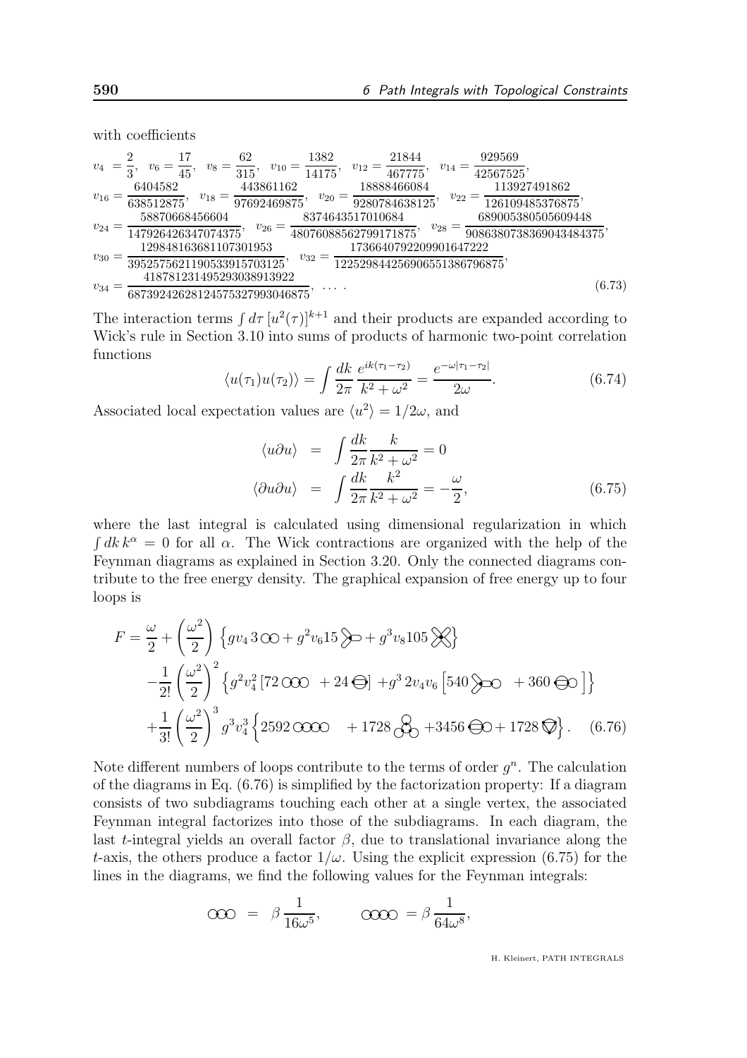with coefficients

$$
\begin{aligned}
v_4 &= \frac{2}{3}, \quad v_6 = \frac{17}{45}, \quad v_8 = \frac{62}{315}, \quad v_{10} = \frac{1382}{14175}, \quad v_{12} = \frac{21844}{467775}, \quad v_{14} = \frac{929569}{42567525}, \\
v_{16} &= \frac{6404582}{638512875}, \quad v_{18} = \frac{443861162}{97692469875}, \quad v_{20} = \frac{18888466084}{9280784638125}, \quad v_{22} = \frac{113927491862}{126109485376875}, \\
v_{24} &= \frac{58870668456604}{147926426347074375}, \quad v_{26} = \frac{8374643517010684}{48076088562799171875}, \quad v_{28} = \frac{689005380505609448}{9086380738369043484375}, \\
v_{30} &= \frac{129848163681107301953}{3952575621190533915703125}, \quad v_{32} = \frac{1736640792209901647222}{122529844256906551386796875}, \\
v_{34} &= \frac{418781231495293038913922}{68739242628124575327993046875}, \quad \dots \; .
\end{aligned}
\tag{6.73}
$$

The interaction terms $\int d\tau\,[u^2(\tau)]^{k+1}$ and their products are expanded according to Wick's rule in Section 3.10 into sums of products of harmonic two-point correlation functions

$$
\langle u(\tau_1)u(\tau_2)\rangle = \int \frac{dk}{2\pi}\,\frac{e^{ik(\tau_1-\tau_2)}}{k^2+\omega^2} = \frac{e^{-\omega|\tau_1-\tau_2|}}{2\omega}. \tag{6.74}
$$

Associated local expectation values are $\langle u^2\rangle = 1/2\omega$, and

$$
\begin{aligned}
\langle u\partial u\rangle &= \int \frac{dk}{2\pi}\frac{k}{k^2+\omega^2} = 0 \\
\langle \partial u\partial u\rangle &= \int \frac{dk}{2\pi}\frac{k^2}{k^2+\omega^2} = -\frac{\omega}{2},
\end{aligned}
\tag{6.75}
$$

where the last integral is calculated using dimensional regularization in which $\int dk\, k^\alpha = 0$ for all $\alpha$. The Wick contractions are organized with the help of the Feynman diagrams as explained in Section 3.20. Only the connected diagrams contribute to the free energy density. The graphical expansion of free energy up to four loops is

$$
\begin{aligned}
F = \frac{\omega}{2} &+ \left(\frac{\omega^2}{2}\right)\left\{ g v_4\, 3\,[\text{diagram}] + g^2 v_6 15\,[\text{diagram}] + g^3 v_8 105\,[\text{diagram}] \right\} \\
&- \frac{1}{2!}\left(\frac{\omega^2}{2}\right)^2 \left\{ g^2 v_4^2\,[72\,[\text{diagram}] + 24\,[\text{diagram}]] + g^3\, 2 v_4 v_6 \left[540\,[\text{diagram}] + 360\,[\text{diagram}]\right]\right\} \\
&+ \frac{1}{3!}\left(\frac{\omega^2}{2}\right)^3 g^3 v_4^3 \left\{ 2592\,[\text{diagram}] + 1728\,[\text{diagram}] + 3456\,[\text{diagram}] + 1728\,[\text{diagram}] \right\}.
\end{aligned}
\tag{6.76}
$$

Note different numbers of loops contribute to the terms of order $g^n$. The calculation of the diagrams in Eq. (6.76) is simplified by the factorization property: If a diagram consists of two subdiagrams touching each other at a single vertex, the associated Feynman integral factorizes into those of the subdiagrams. In each diagram, the last $t$-integral yields an overall factor $\beta$, due to translational invariance along the $t$-axis, the others produce a factor $1/\omega$. Using the explicit expression (6.75) for the lines in the diagrams, we find the following values for the Feynman integrals:

$$
[\text{diagram}] = \beta\,\frac{1}{16\omega^5}, \qquad [\text{diagram}] = \beta\,\frac{1}{64\omega^8},
$$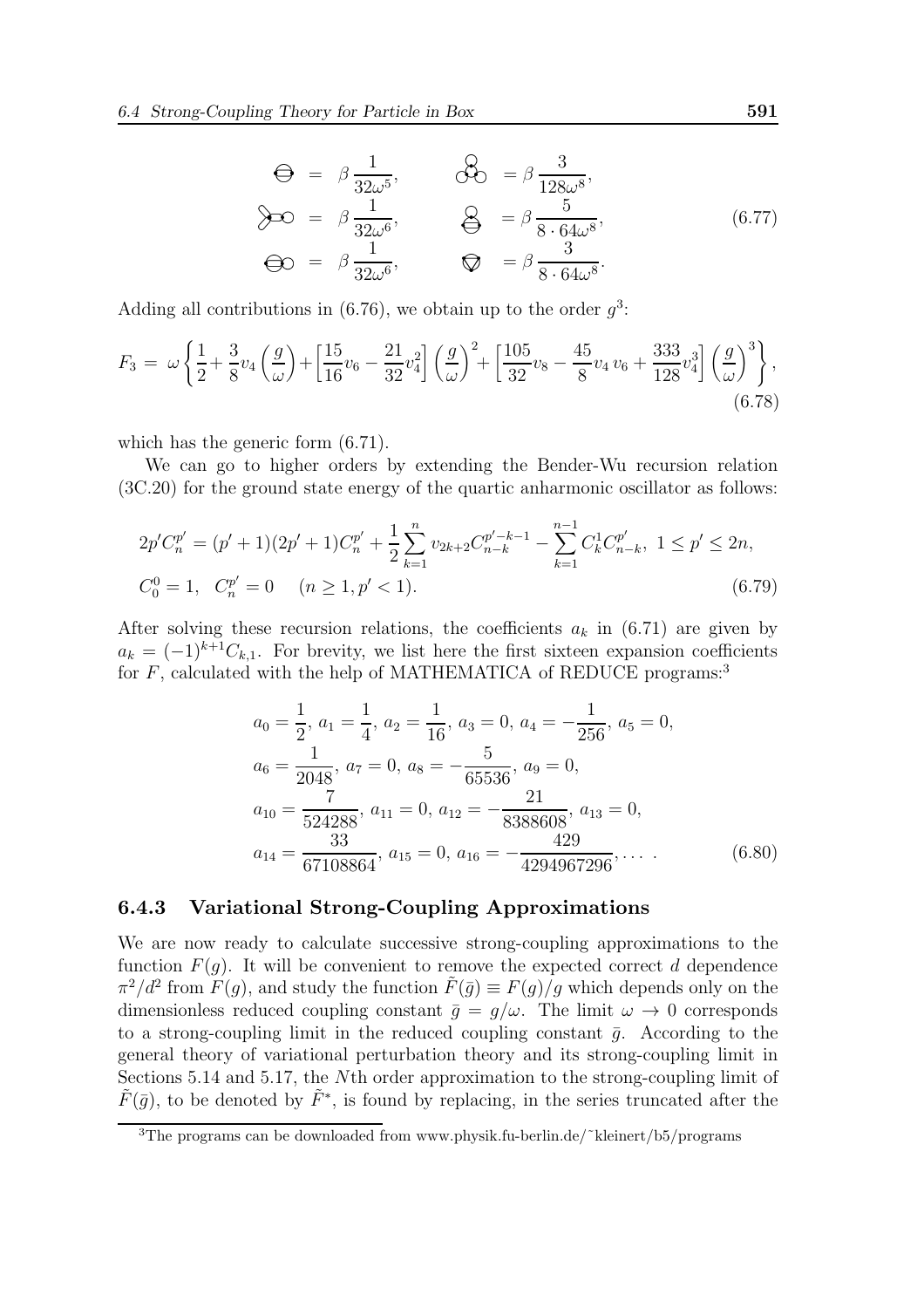$$
\begin{aligned}
\ominus &= \beta\,\frac{1}{32\omega^5}, & \quad &= \beta\,\frac{3}{128\omega^8},\\
&= \beta\,\frac{1}{32\omega^6}, & \quad &= \beta\,\frac{5}{8\cdot 64\omega^8},\\
&= \beta\,\frac{1}{32\omega^6}, & \quad &= \beta\,\frac{3}{8\cdot 64\omega^8}.
\end{aligned}
\tag{6.77}
$$

Adding all contributions in (6.76), we obtain up to the order $g^3$:

$$
F_3 = \omega\left\{\frac{1}{2}+\frac{3}{8}v_4\left(\frac{g}{\omega}\right)+\left[\frac{15}{16}v_6-\frac{21}{32}v_4^2\right]\left(\frac{g}{\omega}\right)^2+\left[\frac{105}{32}v_8-\frac{45}{8}v_4\,v_6+\frac{333}{128}v_4^3\right]\left(\frac{g}{\omega}\right)^3\right\},
\tag{6.78}
$$

which has the generic form (6.71).

We can go to higher orders by extending the Bender-Wu recursion relation (3C.20) for the ground state energy of the quartic anharmonic oscillator as follows:

$$
\begin{aligned}
&2p'C_n^{p'} = (p'+1)(2p'+1)C_n^{p'} + \frac{1}{2}\sum_{k=1}^{n} v_{2k+2}C_{n-k}^{p'-k-1} - \sum_{k=1}^{n-1} C_k^1 C_{n-k}^{p'},\ 1\le p'\le 2n,\\
&C_0^0 = 1,\quad C_n^{p'} = 0 \quad (n\ge 1, p'<1).
\end{aligned}
\tag{6.79}
$$

After solving these recursion relations, the coefficients $a_k$ in (6.71) are given by $a_k = (-1)^{k+1}C_{k,1}$. For brevity, we list here the first sixteen expansion coefficients for $F$, calculated with the help of MATHEMATICA of REDUCE programs:[3]

$$
\begin{aligned}
&a_0 = \frac{1}{2},\ a_1 = \frac{1}{4},\ a_2 = \frac{1}{16},\ a_3 = 0,\ a_4 = -\frac{1}{256},\ a_5 = 0,\\
&a_6 = \frac{1}{2048},\ a_7 = 0,\ a_8 = -\frac{5}{65536},\ a_9 = 0,\\
&a_{10} = \frac{7}{524288},\ a_{11} = 0,\ a_{12} = -\frac{21}{8388608},\ a_{13} = 0,\\
&a_{14} = \frac{33}{67108864},\ a_{15} = 0,\ a_{16} = -\frac{429}{4294967296},\dots\ .
\end{aligned}
\tag{6.80}
$$

### 6.4.3 Variational Strong-Coupling Approximations

We are now ready to calculate successive strong-coupling approximations to the function $F(g)$. It will be convenient to remove the expected correct $d$ dependence $\pi^2/d^2$ from $F(g)$, and study the function $\tilde{F}(\bar{g}) \equiv F(g)/g$ which depends only on the dimensionless reduced coupling constant $\bar{g} = g/\omega$. The limit $\omega \to 0$ corresponds to a strong-coupling limit in the reduced coupling constant $\bar{g}$. According to the general theory of variational perturbation theory and its strong-coupling limit in Sections 5.14 and 5.17, the $N$th order approximation to the strong-coupling limit of $\tilde{F}(\bar{g})$, to be denoted by $\tilde{F}^*$, is found by replacing, in the series truncated after the

[3]The programs can be downloaded from www.physik.fu-berlin.de/~kleinert/b5/programs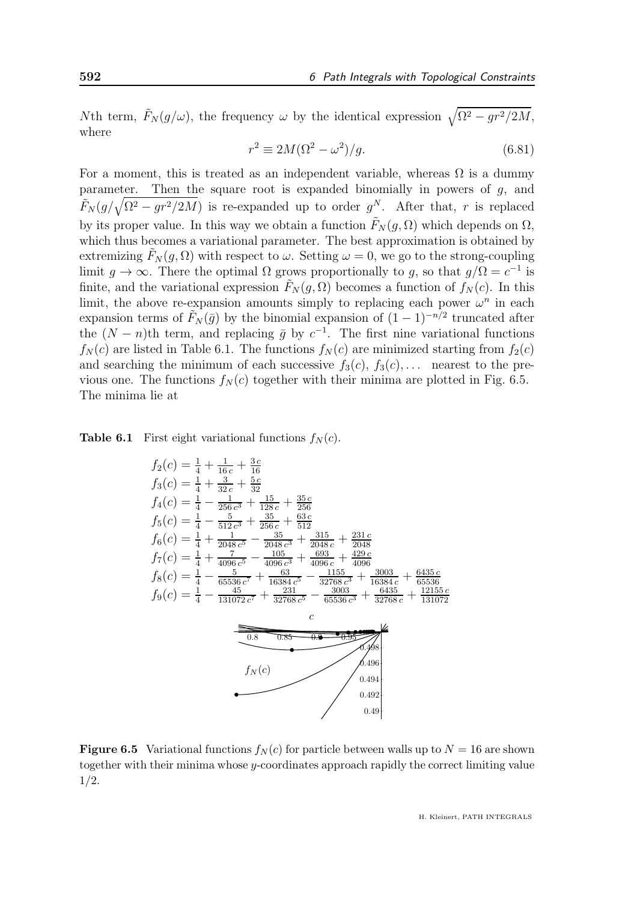$N$th term, $\tilde{F}_N(g/\omega)$, the frequency $\omega$ by the identical expression $\sqrt{\Omega^2 - gr^2/2M}$, where

$$r^2 \equiv 2M(\Omega^2 - \omega^2)/g. \tag{6.81}$$

For a moment, this is treated as an independent variable, whereas $\Omega$ is a dummy parameter. Then the square root is expanded binomially in powers of $g$, and $\tilde{F}_N(g/\sqrt{\Omega^2 - gr^2/2M})$ is re-expanded up to order $g^N$. After that, $r$ is replaced by its proper value. In this way we obtain a function $\tilde{F}_N(g, \Omega)$ which depends on $\Omega$, which thus becomes a variational parameter. The best approximation is obtained by extremizing $\tilde{F}_N(g, \Omega)$ with respect to $\omega$. Setting $\omega = 0$, we go to the strong-coupling limit $g \to \infty$. There the optimal $\Omega$ grows proportionally to $g$, so that $g/\Omega = c^{-1}$ is finite, and the variational expression $\tilde{F}_N(g, \Omega)$ becomes a function of $f_N(c)$. In this limit, the above re-expansion amounts simply to replacing each power $\omega^n$ in each expansion terms of $\tilde{F}_N(\bar{g})$ by the binomial expansion of $(1-1)^{-n/2}$ truncated after the $(N-n)$th term, and replacing $\bar{g}$ by $c^{-1}$. The first nine variational functions $f_N(c)$ are listed in Table 6.1. The functions $f_N(c)$ are minimized starting from $f_2(c)$ and searching the minimum of each successive $f_3(c)$, $f_3(c), \ldots$ nearest to the previous one. The functions $f_N(c)$ together with their minima are plotted in Fig. 6.5. The minima lie at

**Table 6.1** First eight variational functions $f_N(c)$.

$$f_2(c) = \frac{1}{4} + \frac{1}{16\,c} + \frac{3\,c}{16}$$
$$f_3(c) = \frac{1}{4} + \frac{3}{32\,c} + \frac{5\,c}{32}$$
$$f_4(c) = \frac{1}{4} - \frac{1}{256\,c^3} + \frac{15}{128\,c} + \frac{35\,c}{256}$$
$$f_5(c) = \frac{1}{4} - \frac{5}{512\,c^3} + \frac{35}{256\,c} + \frac{63\,c}{512}$$
$$f_6(c) = \frac{1}{4} + \frac{1}{2048\,c^5} - \frac{35}{2048\,c^3} + \frac{315}{2048\,c} + \frac{231\,c}{2048}$$
$$f_7(c) = \frac{1}{4} + \frac{7}{4096\,c^5} - \frac{105}{4096\,c^3} + \frac{693}{4096\,c} + \frac{429\,c}{4096}$$
$$f_8(c) = \frac{1}{4} - \frac{5}{65536\,c^7} + \frac{63}{16384\,c^5} - \frac{1155}{32768\,c^3} + \frac{3003}{16384\,c} + \frac{6435\,c}{65536}$$
$$f_9(c) = \frac{1}{4} - \frac{45}{131072\,c^7} + \frac{231}{32768\,c^5} - \frac{3003}{65536\,c^3} + \frac{6435}{32768\,c} + \frac{12155\,c}{131072}$$

**Figure 6.5** Variational functions $f_N(c)$ for particle between walls up to $N = 16$ are shown together with their minima whose $y$-coordinates approach rapidly the correct limiting value $1/2$.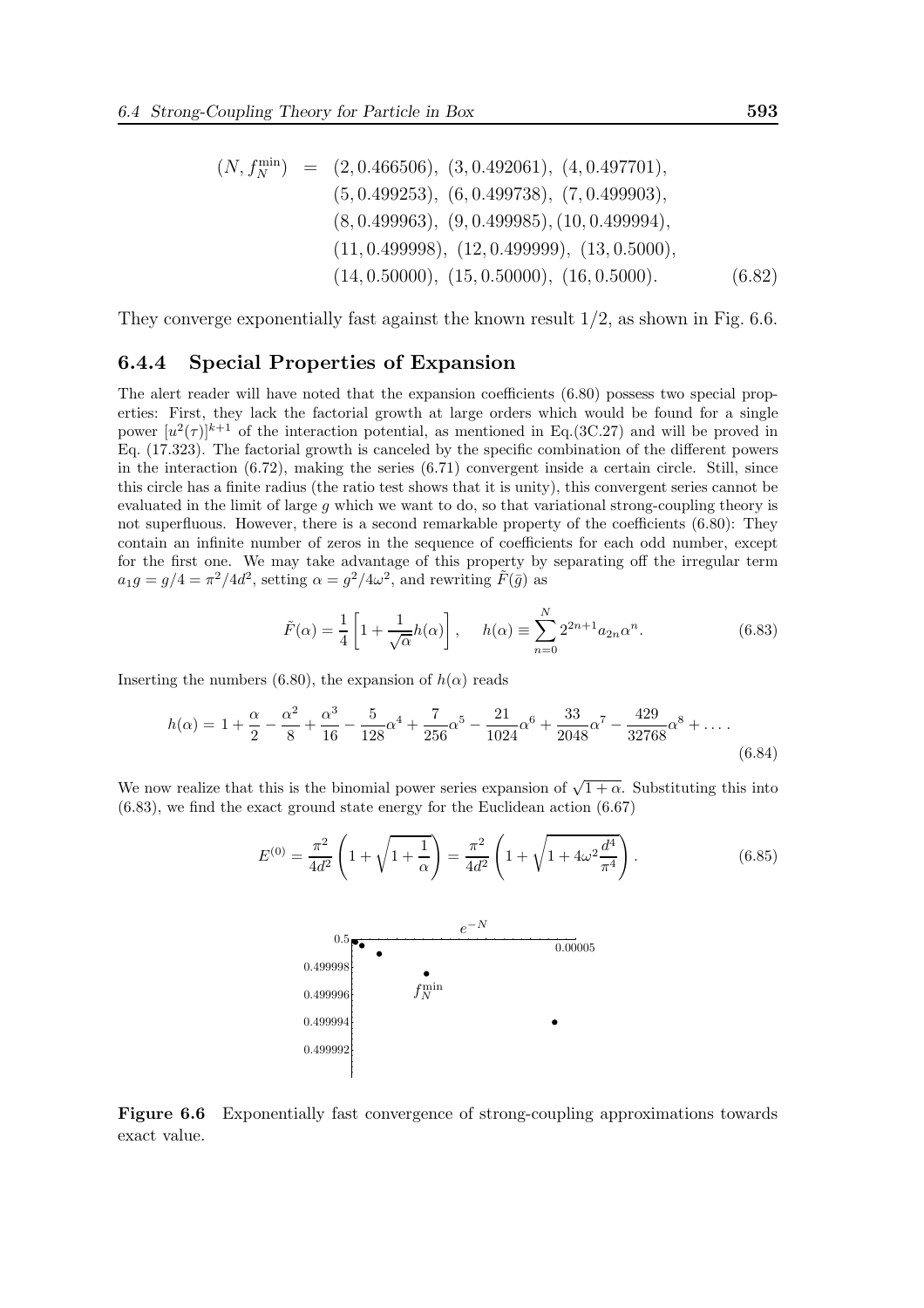$$
\begin{aligned}
(N, f_N^{\min}) \;=\; & (2, 0.466506),\ (3, 0.492061),\ (4, 0.497701), \\
& (5, 0.499253),\ (6, 0.499738),\ (7, 0.499903), \\
& (8, 0.499963),\ (9, 0.499985), (10, 0.499994), \\
& (11, 0.499998),\ (12, 0.499999),\ (13, 0.5000), \\
& (14, 0.50000),\ (15, 0.50000),\ (16, 0.5000).
\end{aligned}
\tag{6.82}
$$

They converge exponentially fast against the known result $1/2$, as shown in Fig. 6.6.

### 6.4.4 Special Properties of Expansion

The alert reader will have noted that the expansion coefficients (6.80) possess two special properties: First, they lack the factorial growth at large orders which would be found for a single power $[u^2(\tau)]^{k+1}$ of the interaction potential, as mentioned in Eq.(3C.27) and will be proved in Eq. (17.323). The factorial growth is canceled by the specific combination of the different powers in the interaction (6.72), making the series (6.71) convergent inside a certain circle. Still, since this circle has a finite radius (the ratio test shows that it is unity), this convergent series cannot be evaluated in the limit of large $g$ which we want to do, so that variational strong-coupling theory is not superfluous. However, there is a second remarkable property of the coefficients (6.80): They contain an infinite number of zeros in the sequence of coefficients for each odd number, except for the first one. We may take advantage of this property by separating off the irregular term $a_1 g = g/4 = \pi^2/4d^2$, setting $\alpha = g^2/4\omega^2$, and rewriting $\tilde{F}(\bar{g})$ as

$$
\tilde{F}(\alpha) = \frac{1}{4}\left[1 + \frac{1}{\sqrt{\alpha}} h(\alpha)\right], \qquad h(\alpha) \equiv \sum_{n=0}^{N} 2^{2n+1} a_{2n} \alpha^n.
\tag{6.83}
$$

Inserting the numbers (6.80), the expansion of $h(\alpha)$ reads

$$
h(\alpha) = 1 + \frac{\alpha}{2} - \frac{\alpha^2}{8} + \frac{\alpha^3}{16} - \frac{5}{128}\alpha^4 + \frac{7}{256}\alpha^5 - \frac{21}{1024}\alpha^6 + \frac{33}{2048}\alpha^7 - \frac{429}{32768}\alpha^8 + \dots .
\tag{6.84}
$$

We now realize that this is the binomial power series expansion of $\sqrt{1+\alpha}$. Substituting this into (6.83), we find the exact ground state energy for the Euclidean action (6.67)

$$
E^{(0)} = \frac{\pi^2}{4d^2}\left(1 + \sqrt{1 + \frac{1}{\alpha}}\right) = \frac{\pi^2}{4d^2}\left(1 + \sqrt{1 + 4\omega^2 \frac{d^4}{\pi^4}}\right).
\tag{6.85}
$$

**Figure 6.6** Exponentially fast convergence of strong-coupling approximations towards exact value.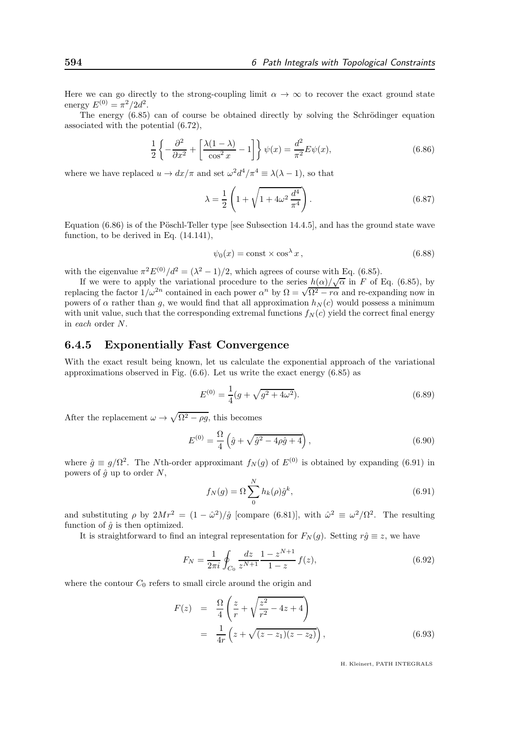Here we can go directly to the strong-coupling limit $\alpha \to \infty$ to recover the exact ground state energy $E^{(0)} = \pi^2/2d^2$.

The energy (6.85) can of course be obtained directly by solving the Schrödinger equation associated with the potential (6.72),

$$\frac{1}{2}\left\{-\frac{\partial^2}{\partial x^2} + \left[\frac{\lambda(1-\lambda)}{\cos^2 x} - 1\right]\right\}\psi(x) = \frac{d^2}{\pi^2}E\psi(x), \tag{6.86}$$

where we have replaced $u \to dx/\pi$ and set $\omega^2 d^4/\pi^4 \equiv \lambda(\lambda-1)$, so that

$$\lambda = \frac{1}{2}\left(1 + \sqrt{1 + 4\omega^2\frac{d^4}{\pi^4}}\right). \tag{6.87}$$

Equation (6.86) is of the Pöschl-Teller type [see Subsection 14.4.5], and has the ground state wave function, to be derived in Eq. (14.141),

$$\psi_0(x) = \text{const} \times \cos^\lambda x\,, \tag{6.88}$$

with the eigenvalue $\pi^2 E^{(0)}/d^2 = (\lambda^2-1)/2$, which agrees of course with Eq. (6.85).

If we were to apply the variational procedure to the series $h(\alpha)/\sqrt{\alpha}$ in $F$ of Eq. (6.85), by replacing the factor $1/\omega^{2n}$ contained in each power $\alpha^n$ by $\Omega = \sqrt{\Omega^2 - r\alpha}$ and re-expanding now in powers of $\alpha$ rather than $g$, we would find that all approximation $h_N(c)$ would possess a minimum with unit value, such that the corresponding extremal functions $f_N(c)$ yield the correct final energy in *each* order $N$.

### 6.4.5 Exponentially Fast Convergence

With the exact result being known, let us calculate the exponential approach of the variational approximations observed in Fig. (6.6). Let us write the exact energy (6.85) as

$$E^{(0)} = \frac{1}{4}(g + \sqrt{g^2 + 4\omega^2}). \tag{6.89}$$

After the replacement $\omega \to \sqrt{\Omega^2 - \rho g}$, this becomes

$$E^{(0)} = \frac{\Omega}{4}\left(\hat{g} + \sqrt{\hat{g}^2 - 4\rho\hat{g} + 4}\right), \tag{6.90}$$

where $\hat{g} \equiv g/\Omega^2$. The $N$th-order approximant $f_N(g)$ of $E^{(0)}$ is obtained by expanding (6.91) in powers of $\hat{g}$ up to order $N$,

$$f_N(g) = \Omega\sum_0^N h_k(\rho)\hat{g}^k, \tag{6.91}$$

and substituting $\rho$ by $2Mr^2 = (1-\hat{\omega}^2)/\hat{g}$ [compare (6.81)], with $\hat{\omega}^2 \equiv \omega^2/\Omega^2$. The resulting function of $\hat{g}$ is then optimized.

It is straightforward to find an integral representation for $F_N(g)$. Setting $r\hat{g} \equiv z$, we have

$$F_N = \frac{1}{2\pi i}\oint_{C_0}\frac{dz}{z^{N+1}}\frac{1-z^{N+1}}{1-z}\,f(z), \tag{6.92}$$

where the contour $C_0$ refers to small circle around the origin and

$$\begin{aligned} F(z) &= \frac{\Omega}{4}\left(\frac{z}{r} + \sqrt{\frac{z^2}{r^2} - 4z + 4}\right) \\ &= \frac{1}{4r}\left(z + \sqrt{(z-z_1)(z-z_2)}\right), \end{aligned} \tag{6.93}$$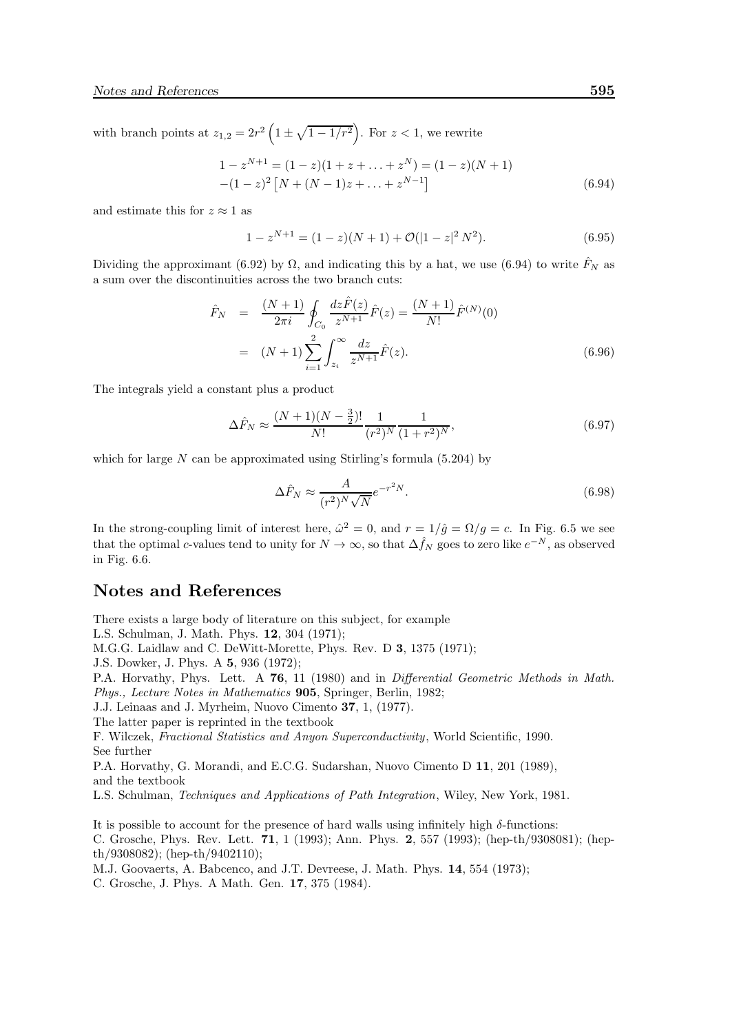with branch points at $z_{1,2} = 2r^2 \left(1 \pm \sqrt{1-1/r^2}\right)$. For $z < 1$, we rewrite

$$
\begin{aligned}
&1 - z^{N+1} = (1-z)(1+z+\ldots+z^N) = (1-z)(N+1) \\
&-(1-z)^2 \left[N + (N-1)z + \ldots + z^{N-1}\right]
\end{aligned}
\tag{6.94}
$$

and estimate this for $z \approx 1$ as

$$
1 - z^{N+1} = (1-z)(N+1) + \mathcal{O}(|1-z|^2 N^2). \tag{6.95}
$$

Dividing the approximant (6.92) by $\Omega$, and indicating this by a hat, we use (6.94) to write $\hat{F}_N$ as a sum over the discontinuities across the two branch cuts:

$$
\begin{aligned}
\hat{F}_N &= \frac{(N+1)}{2\pi i} \oint_{C_0} \frac{dz \hat{F}(z)}{z^{N+1}} \hat{F}(z) = \frac{(N+1)}{N!} \hat{F}^{(N)}(0) \\
&= (N+1) \sum_{i=1}^{2} \int_{z_i}^{\infty} \frac{dz}{z^{N+1}} \hat{F}(z).
\end{aligned}
\tag{6.96}
$$

The integrals yield a constant plus a product

$$
\Delta \hat{F}_N \approx \frac{(N+1)(N-\frac{3}{2})!}{N!} \frac{1}{(r^2)^N} \frac{1}{(1+r^2)^N}, \tag{6.97}
$$

which for large $N$ can be approximated using Stirling's formula (5.204) by

$$
\Delta \hat{F}_N \approx \frac{A}{(r^2)^N \sqrt{N}} e^{-r^2 N}. \tag{6.98}
$$

In the strong-coupling limit of interest here, $\hat{\omega}^2 = 0$, and $r = 1/\hat{g} = \Omega/g = c$. In Fig. 6.5 we see that the optimal $c$-values tend to unity for $N \to \infty$, so that $\Delta \hat{f}_N$ goes to zero like $e^{-N}$, as observed in Fig. 6.6.

## Notes and References

There exists a large body of literature on this subject, for example
L.S. Schulman, J. Math. Phys. **12**, 304 (1971);
M.G.G. Laidlaw and C. DeWitt-Morette, Phys. Rev. D **3**, 1375 (1971);
J.S. Dowker, J. Phys. A **5**, 936 (1972);
P.A. Horvathy, Phys. Lett. A **76**, 11 (1980) and in *Differential Geometric Methods in Math. Phys., Lecture Notes in Mathematics* **905**, Springer, Berlin, 1982;
J.J. Leinaas and J. Myrheim, Nuovo Cimento **37**, 1, (1977).
The latter paper is reprinted in the textbook
F. Wilczek, *Fractional Statistics and Anyon Superconductivity*, World Scientific, 1990.
See further
P.A. Horvathy, G. Morandi, and E.C.G. Sudarshan, Nuovo Cimento D **11**, 201 (1989),
and the textbook
L.S. Schulman, *Techniques and Applications of Path Integration*, Wiley, New York, 1981.

It is possible to account for the presence of hard walls using infinitely high $\delta$-functions:
C. Grosche, Phys. Rev. Lett. **71**, 1 (1993); Ann. Phys. **2**, 557 (1993); (hep-th/9308081); (hep-th/9308082); (hep-th/9402110);
M.J. Goovaerts, A. Babcenco, and J.T. Devreese, J. Math. Phys. **14**, 554 (1973);
C. Grosche, J. Phys. A Math. Gen. **17**, 375 (1984).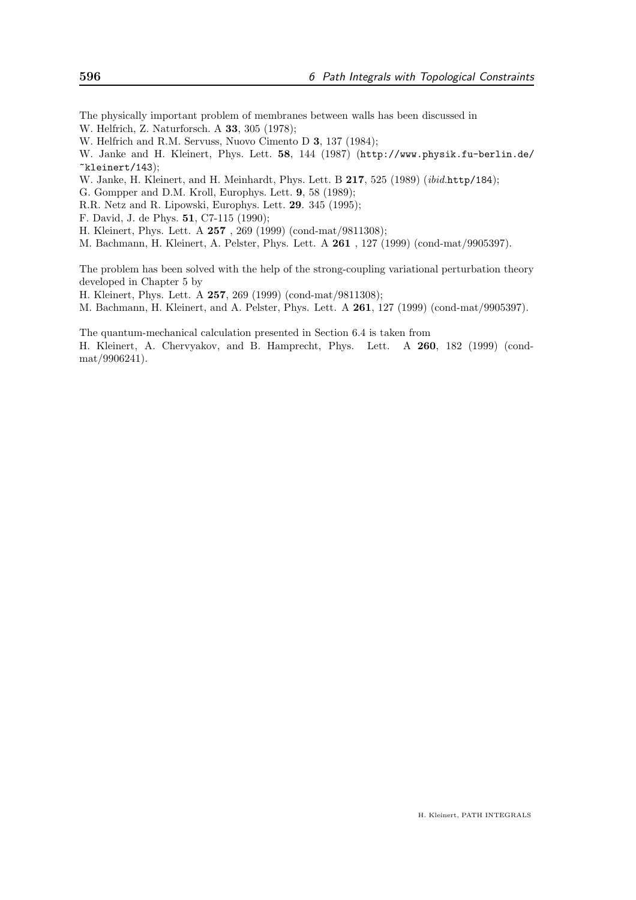The physically important problem of membranes between walls has been discussed in
W. Helfrich, Z. Naturforsch. A **33**, 305 (1978);
W. Helfrich and R.M. Servuss, Nuovo Cimento D **3**, 137 (1984);
W. Janke and H. Kleinert, Phys. Lett. **58**, 144 (1987) (`http://www.physik.fu-berlin.de/~kleinert/143`);
W. Janke, H. Kleinert, and H. Meinhardt, Phys. Lett. B **217**, 525 (1989) (*ibid.*`http/184`);
G. Gompper and D.M. Kroll, Europhys. Lett. **9**, 58 (1989);
R.R. Netz and R. Lipowski, Europhys. Lett. **29**. 345 (1995);
F. David, J. de Phys. **51**, C7-115 (1990);
H. Kleinert, Phys. Lett. A **257** , 269 (1999) (cond-mat/9811308);
M. Bachmann, H. Kleinert, A. Pelster, Phys. Lett. A **261** , 127 (1999) (cond-mat/9905397).

The problem has been solved with the help of the strong-coupling variational perturbation theory developed in Chapter 5 by
H. Kleinert, Phys. Lett. A **257**, 269 (1999) (cond-mat/9811308);
M. Bachmann, H. Kleinert, and A. Pelster, Phys. Lett. A **261**, 127 (1999) (cond-mat/9905397).

The quantum-mechanical calculation presented in Section 6.4 is taken from
H. Kleinert, A. Chervyakov, and B. Hamprecht, Phys. Lett. A **260**, 182 (1999) (cond-mat/9906241).